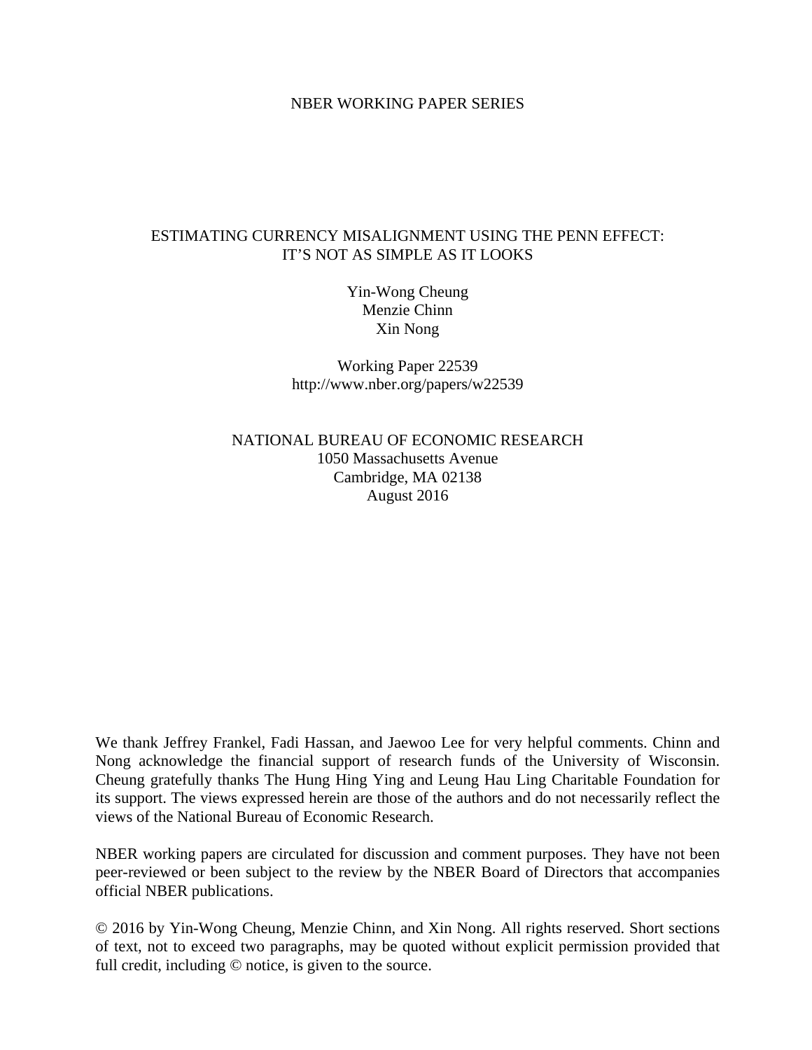NBER WORKING PAPER SERIES

# ESTIMATING CURRENCY MISALIGNMENT USING THE PENN EFFECT: IT'S NOT AS SIMPLE AS IT LOOKS

Yin-Wong Cheung
Menzie Chinn
Xin Nong

Working Paper 22539
http://www.nber.org/papers/w22539

NATIONAL BUREAU OF ECONOMIC RESEARCH
1050 Massachusetts Avenue
Cambridge, MA 02138
August 2016

We thank Jeffrey Frankel, Fadi Hassan, and Jaewoo Lee for very helpful comments. Chinn and Nong acknowledge the financial support of research funds of the University of Wisconsin. Cheung gratefully thanks The Hung Hing Ying and Leung Hau Ling Charitable Foundation for its support. The views expressed herein are those of the authors and do not necessarily reflect the views of the National Bureau of Economic Research.

NBER working papers are circulated for discussion and comment purposes. They have not been peer-reviewed or been subject to the review by the NBER Board of Directors that accompanies official NBER publications.

© 2016 by Yin-Wong Cheung, Menzie Chinn, and Xin Nong. All rights reserved. Short sections of text, not to exceed two paragraphs, may be quoted without explicit permission provided that full credit, including © notice, is given to the source.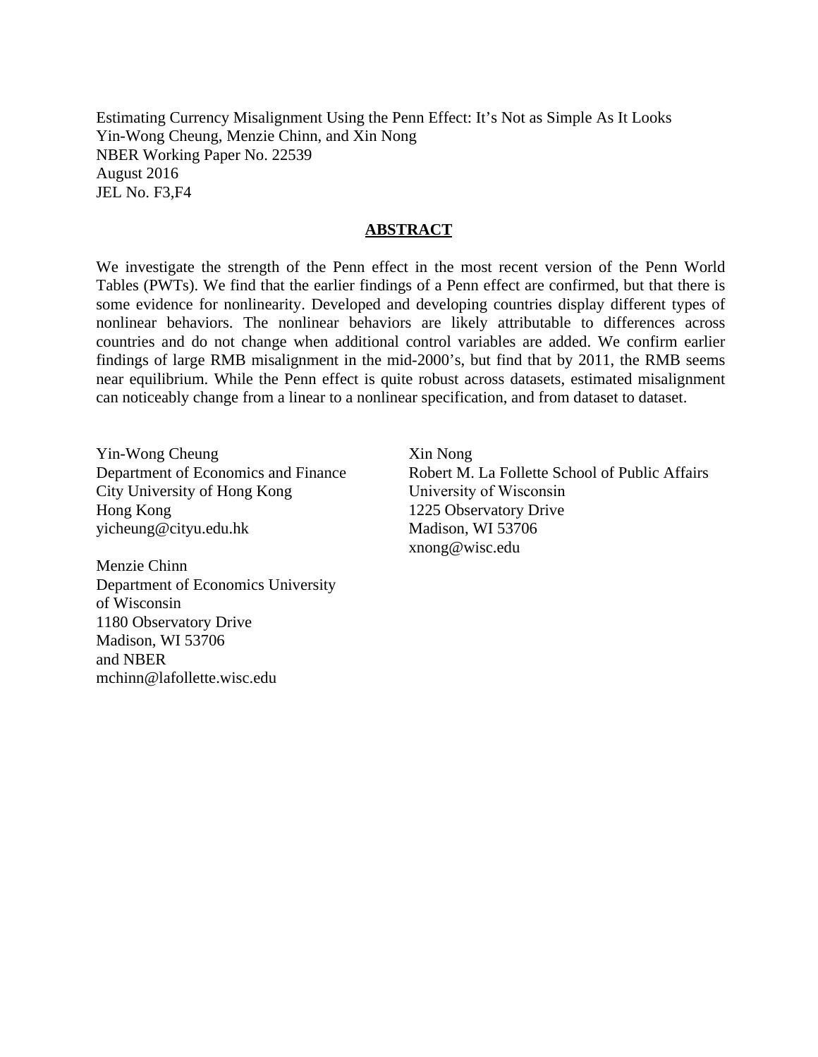Estimating Currency Misalignment Using the Penn Effect: It's Not as Simple As It Looks
Yin-Wong Cheung, Menzie Chinn, and Xin Nong
NBER Working Paper No. 22539
August 2016
JEL No. F3,F4

## ABSTRACT

We investigate the strength of the Penn effect in the most recent version of the Penn World Tables (PWTs). We find that the earlier findings of a Penn effect are confirmed, but that there is some evidence for nonlinearity. Developed and developing countries display different types of nonlinear behaviors. The nonlinear behaviors are likely attributable to differences across countries and do not change when additional control variables are added. We confirm earlier findings of large RMB misalignment in the mid-2000's, but find that by 2011, the RMB seems near equilibrium. While the Penn effect is quite robust across datasets, estimated misalignment can noticeably change from a linear to a nonlinear specification, and from dataset to dataset.

Yin-Wong Cheung
Department of Economics and Finance
City University of Hong Kong
Hong Kong
yicheung@cityu.edu.hk

Menzie Chinn
Department of Economics University of Wisconsin
1180 Observatory Drive
Madison, WI 53706
and NBER
mchinn@lafollette.wisc.edu

Xin Nong
Robert M. La Follette School of Public Affairs
University of Wisconsin
1225 Observatory Drive
Madison, WI 53706
xnong@wisc.edu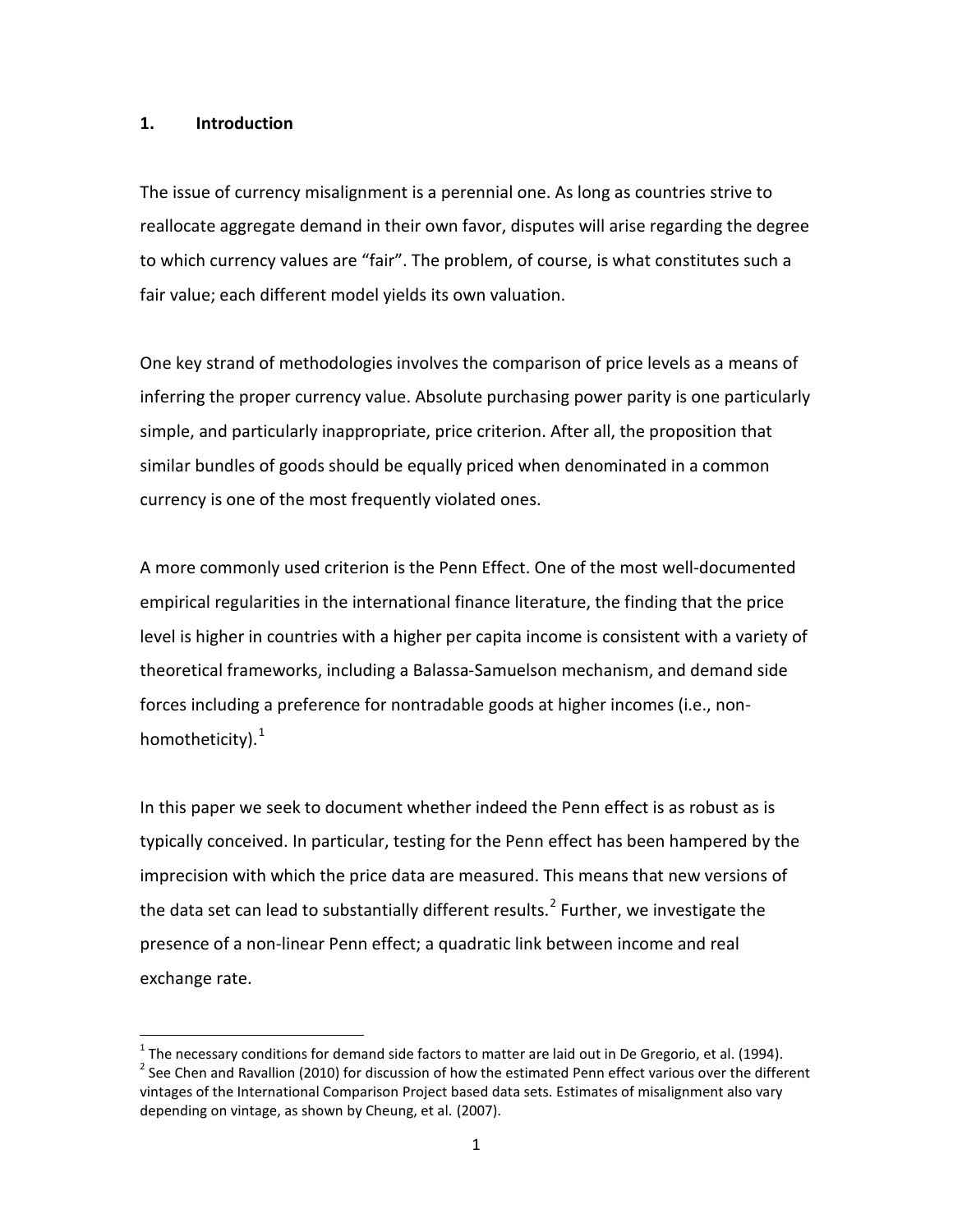## 1. Introduction

The issue of currency misalignment is a perennial one. As long as countries strive to reallocate aggregate demand in their own favor, disputes will arise regarding the degree to which currency values are "fair". The problem, of course, is what constitutes such a fair value; each different model yields its own valuation.

One key strand of methodologies involves the comparison of price levels as a means of inferring the proper currency value. Absolute purchasing power parity is one particularly simple, and particularly inappropriate, price criterion. After all, the proposition that similar bundles of goods should be equally priced when denominated in a common currency is one of the most frequently violated ones.

A more commonly used criterion is the Penn Effect. One of the most well-documented empirical regularities in the international finance literature, the finding that the price level is higher in countries with a higher per capita income is consistent with a variety of theoretical frameworks, including a Balassa-Samuelson mechanism, and demand side forces including a preference for nontradable goods at higher incomes (i.e., non-homotheticity).[1]

In this paper we seek to document whether indeed the Penn effect is as robust as is typically conceived. In particular, testing for the Penn effect has been hampered by the imprecision with which the price data are measured. This means that new versions of the data set can lead to substantially different results.[2] Further, we investigate the presence of a non-linear Penn effect; a quadratic link between income and real exchange rate.

---

[1] The necessary conditions for demand side factors to matter are laid out in De Gregorio, et al. (1994).

[2] See Chen and Ravallion (2010) for discussion of how the estimated Penn effect various over the different vintages of the International Comparison Project based data sets. Estimates of misalignment also vary depending on vintage, as shown by Cheung, et al. (2007).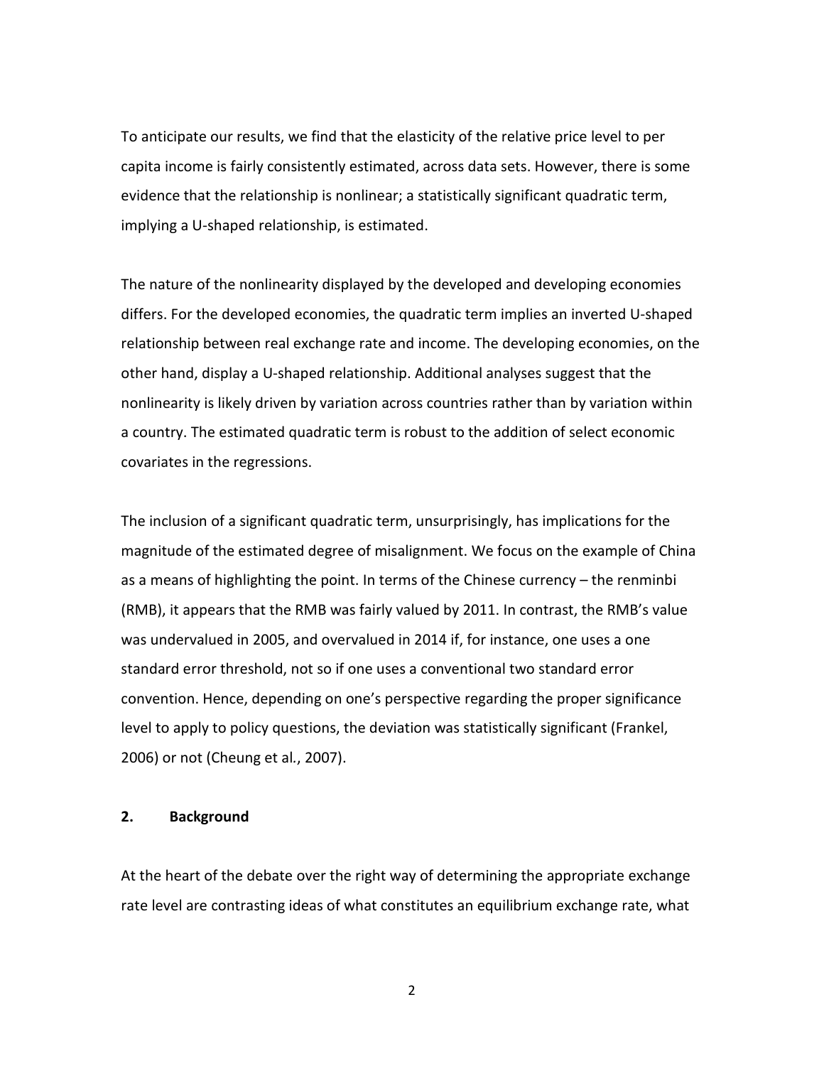To anticipate our results, we find that the elasticity of the relative price level to per capita income is fairly consistently estimated, across data sets. However, there is some evidence that the relationship is nonlinear; a statistically significant quadratic term, implying a U-shaped relationship, is estimated.

The nature of the nonlinearity displayed by the developed and developing economies differs. For the developed economies, the quadratic term implies an inverted U-shaped relationship between real exchange rate and income. The developing economies, on the other hand, display a U-shaped relationship. Additional analyses suggest that the nonlinearity is likely driven by variation across countries rather than by variation within a country. The estimated quadratic term is robust to the addition of select economic covariates in the regressions.

The inclusion of a significant quadratic term, unsurprisingly, has implications for the magnitude of the estimated degree of misalignment. We focus on the example of China as a means of highlighting the point. In terms of the Chinese currency – the renminbi (RMB), it appears that the RMB was fairly valued by 2011. In contrast, the RMB's value was undervalued in 2005, and overvalued in 2014 if, for instance, one uses a one standard error threshold, not so if one uses a conventional two standard error convention. Hence, depending on one's perspective regarding the proper significance level to apply to policy questions, the deviation was statistically significant (Frankel, 2006) or not (Cheung et al., 2007).

## 2. Background

At the heart of the debate over the right way of determining the appropriate exchange rate level are contrasting ideas of what constitutes an equilibrium exchange rate, what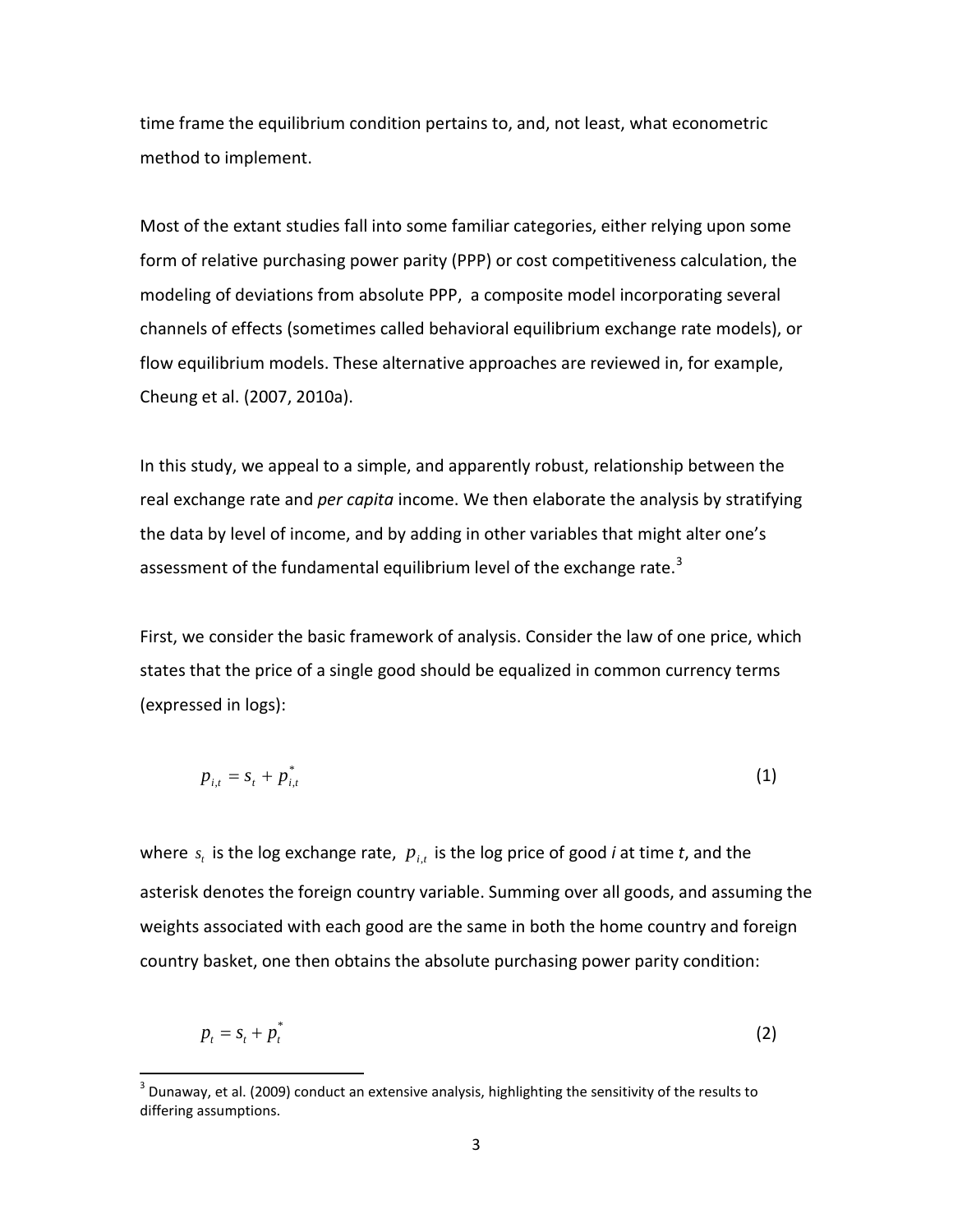time frame the equilibrium condition pertains to, and, not least, what econometric method to implement.

Most of the extant studies fall into some familiar categories, either relying upon some form of relative purchasing power parity (PPP) or cost competitiveness calculation, the modeling of deviations from absolute PPP, a composite model incorporating several channels of effects (sometimes called behavioral equilibrium exchange rate models), or flow equilibrium models. These alternative approaches are reviewed in, for example, Cheung et al. (2007, 2010a).

In this study, we appeal to a simple, and apparently robust, relationship between the real exchange rate and *per capita* income. We then elaborate the analysis by stratifying the data by level of income, and by adding in other variables that might alter one's assessment of the fundamental equilibrium level of the exchange rate.[3]

First, we consider the basic framework of analysis. Consider the law of one price, which states that the price of a single good should be equalized in common currency terms (expressed in logs):

$$p_{i,t} = s_t + p_{i,t}^* \tag{1}$$

where $s_t$ is the log exchange rate, $p_{i,t}$ is the log price of good *i* at time *t*, and the asterisk denotes the foreign country variable. Summing over all goods, and assuming the weights associated with each good are the same in both the home country and foreign country basket, one then obtains the absolute purchasing power parity condition:

$$p_t = s_t + p_t^* \tag{2}$$

[3] Dunaway, et al. (2009) conduct an extensive analysis, highlighting the sensitivity of the results to differing assumptions.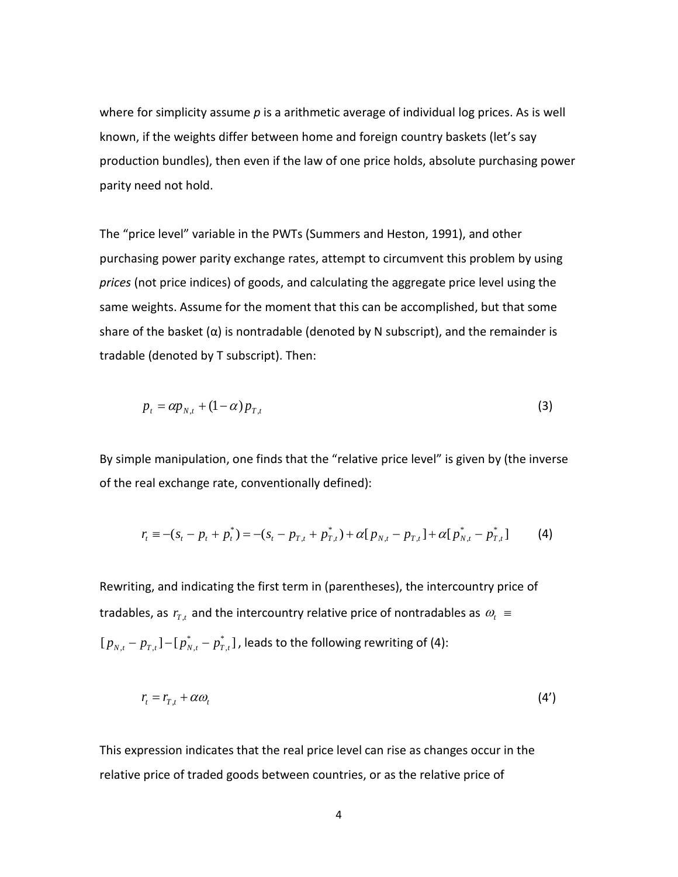where for simplicity assume *p* is a arithmetic average of individual log prices. As is well known, if the weights differ between home and foreign country baskets (let's say production bundles), then even if the law of one price holds, absolute purchasing power parity need not hold.

The "price level" variable in the PWTs (Summers and Heston, 1991), and other purchasing power parity exchange rates, attempt to circumvent this problem by using *prices* (not price indices) of goods, and calculating the aggregate price level using the same weights. Assume for the moment that this can be accomplished, but that some share of the basket (α) is nontradable (denoted by N subscript), and the remainder is tradable (denoted by T subscript). Then:

$$p_t = \alpha p_{N,t} + (1-\alpha) p_{T,t} \tag{3}$$

By simple manipulation, one finds that the "relative price level" is given by (the inverse of the real exchange rate, conventionally defined):

$$r_t \equiv -(s_t - p_t + p_t^*) = -(s_t - p_{T,t} + p_{T,t}^*) + \alpha[p_{N,t} - p_{T,t}] + \alpha[p_{N,t}^* - p_{T,t}^*] \tag{4}$$

Rewriting, and indicating the first term in (parentheses), the intercountry price of tradables, as $r_{T,t}$ and the intercountry relative price of nontradables as $\omega_t \equiv [p_{N,t} - p_{T,t}] - [p_{N,t}^* - p_{T,t}^*]$, leads to the following rewriting of (4):

$$r_t = r_{T,t} + \alpha\omega_t \tag{4'}$$

This expression indicates that the real price level can rise as changes occur in the relative price of traded goods between countries, or as the relative price of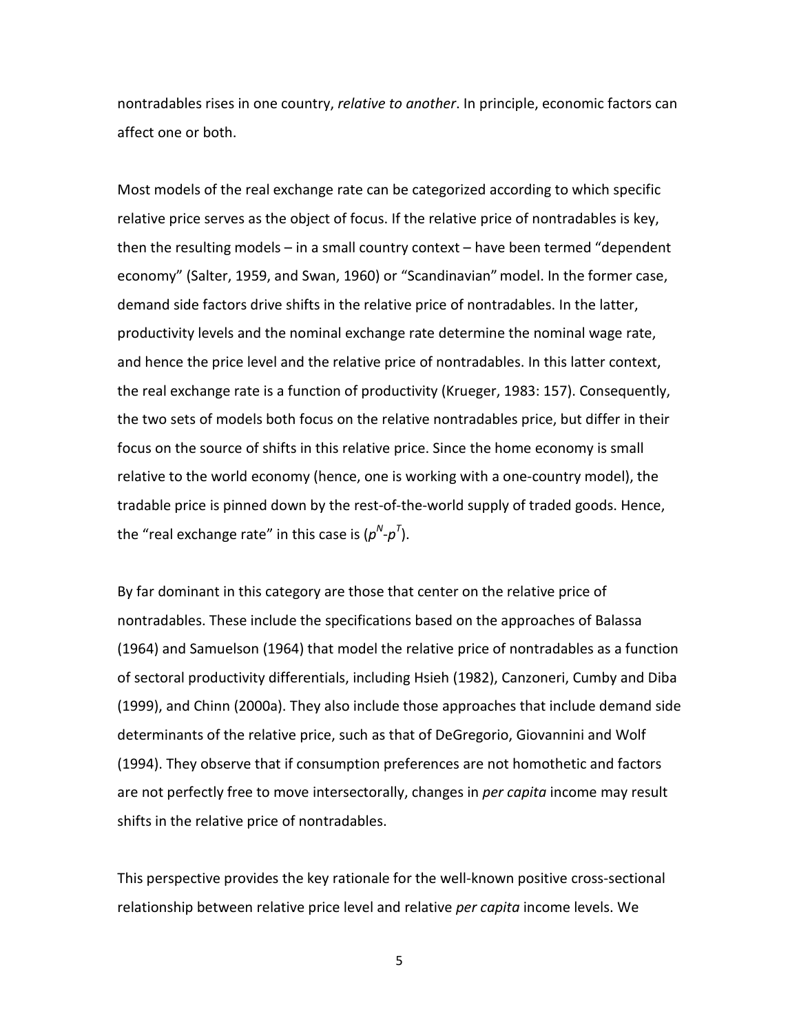nontradables rises in one country, *relative to another*. In principle, economic factors can affect one or both.

Most models of the real exchange rate can be categorized according to which specific relative price serves as the object of focus. If the relative price of nontradables is key, then the resulting models – in a small country context – have been termed "dependent economy" (Salter, 1959, and Swan, 1960) or "Scandinavian" model. In the former case, demand side factors drive shifts in the relative price of nontradables. In the latter, productivity levels and the nominal exchange rate determine the nominal wage rate, and hence the price level and the relative price of nontradables. In this latter context, the real exchange rate is a function of productivity (Krueger, 1983: 157). Consequently, the two sets of models both focus on the relative nontradables price, but differ in their focus on the source of shifts in this relative price. Since the home economy is small relative to the world economy (hence, one is working with a one-country model), the tradable price is pinned down by the rest-of-the-world supply of traded goods. Hence, the "real exchange rate" in this case is ($p^N$-$p^T$).

By far dominant in this category are those that center on the relative price of nontradables. These include the specifications based on the approaches of Balassa (1964) and Samuelson (1964) that model the relative price of nontradables as a function of sectoral productivity differentials, including Hsieh (1982), Canzoneri, Cumby and Diba (1999), and Chinn (2000a). They also include those approaches that include demand side determinants of the relative price, such as that of DeGregorio, Giovannini and Wolf (1994). They observe that if consumption preferences are not homothetic and factors are not perfectly free to move intersectorally, changes in *per capita* income may result shifts in the relative price of nontradables.

This perspective provides the key rationale for the well-known positive cross-sectional relationship between relative price level and relative *per capita* income levels. We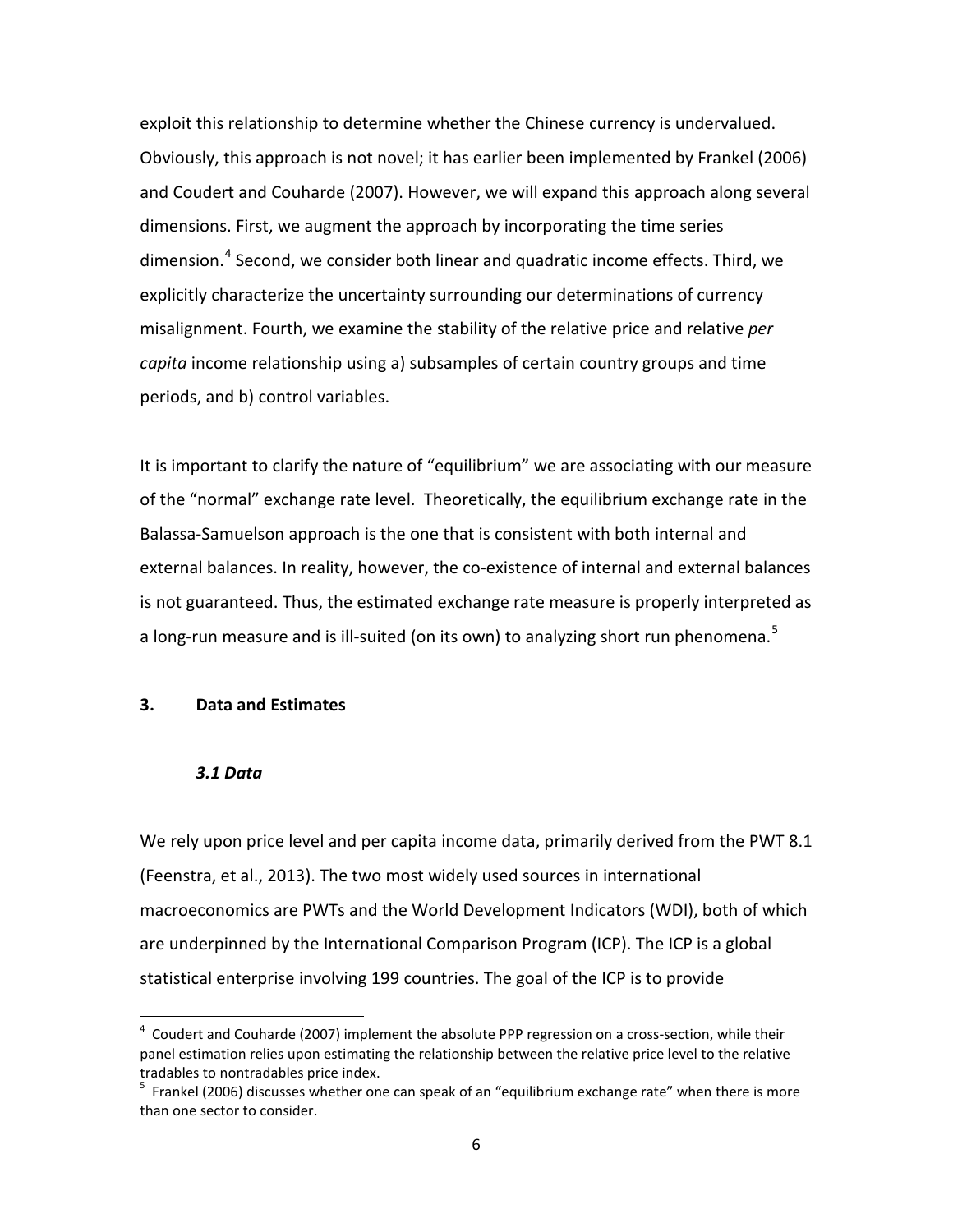exploit this relationship to determine whether the Chinese currency is undervalued. Obviously, this approach is not novel; it has earlier been implemented by Frankel (2006) and Coudert and Couharde (2007). However, we will expand this approach along several dimensions. First, we augment the approach by incorporating the time series dimension.[4] Second, we consider both linear and quadratic income effects. Third, we explicitly characterize the uncertainty surrounding our determinations of currency misalignment. Fourth, we examine the stability of the relative price and relative *per capita* income relationship using a) subsamples of certain country groups and time periods, and b) control variables.

It is important to clarify the nature of "equilibrium" we are associating with our measure of the "normal" exchange rate level. Theoretically, the equilibrium exchange rate in the Balassa-Samuelson approach is the one that is consistent with both internal and external balances. In reality, however, the co-existence of internal and external balances is not guaranteed. Thus, the estimated exchange rate measure is properly interpreted as a long-run measure and is ill-suited (on its own) to analyzing short run phenomena.[5]

## 3. Data and Estimates

### *3.1 Data*

We rely upon price level and per capita income data, primarily derived from the PWT 8.1 (Feenstra, et al., 2013). The two most widely used sources in international macroeconomics are PWTs and the World Development Indicators (WDI), both of which are underpinned by the International Comparison Program (ICP). The ICP is a global statistical enterprise involving 199 countries. The goal of the ICP is to provide

---

[4] Coudert and Couharde (2007) implement the absolute PPP regression on a cross-section, while their panel estimation relies upon estimating the relationship between the relative price level to the relative tradables to nontradables price index.

[5] Frankel (2006) discusses whether one can speak of an "equilibrium exchange rate" when there is more than one sector to consider.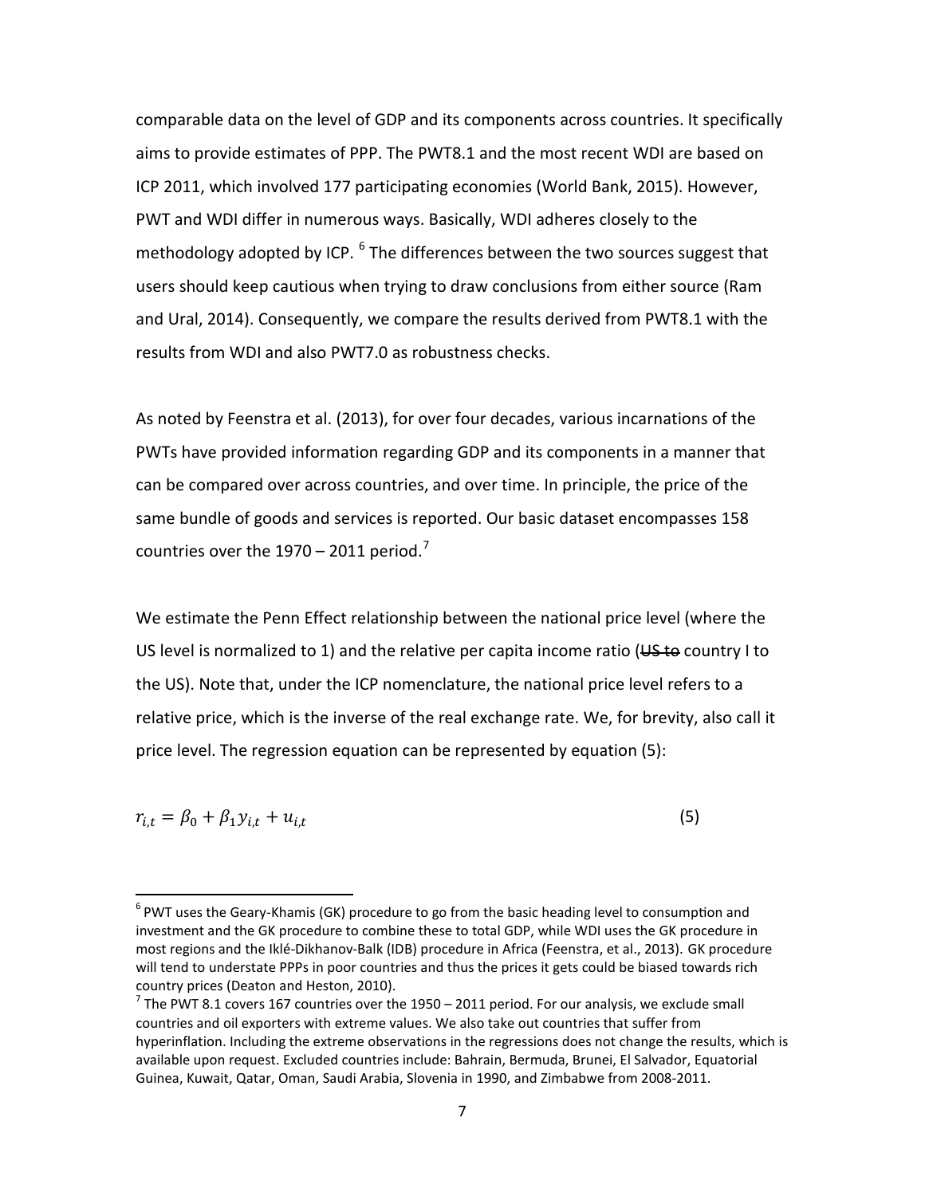comparable data on the level of GDP and its components across countries. It specifically aims to provide estimates of PPP. The PWT8.1 and the most recent WDI are based on ICP 2011, which involved 177 participating economies (World Bank, 2015). However, PWT and WDI differ in numerous ways. Basically, WDI adheres closely to the methodology adopted by ICP. [6] The differences between the two sources suggest that users should keep cautious when trying to draw conclusions from either source (Ram and Ural, 2014). Consequently, we compare the results derived from PWT8.1 with the results from WDI and also PWT7.0 as robustness checks.

As noted by Feenstra et al. (2013), for over four decades, various incarnations of the PWTs have provided information regarding GDP and its components in a manner that can be compared over across countries, and over time. In principle, the price of the same bundle of goods and services is reported. Our basic dataset encompasses 158 countries over the 1970 – 2011 period.[7]

We estimate the Penn Effect relationship between the national price level (where the US level is normalized to 1) and the relative per capita income ratio (~~US to~~ country I to the US). Note that, under the ICP nomenclature, the national price level refers to a relative price, which is the inverse of the real exchange rate. We, for brevity, also call it price level. The regression equation can be represented by equation (5):

$$r_{i,t} = \beta_0 + \beta_1 y_{i,t} + u_{i,t} \tag{5}$$

---

[6] PWT uses the Geary-Khamis (GK) procedure to go from the basic heading level to consumption and investment and the GK procedure to combine these to total GDP, while WDI uses the GK procedure in most regions and the Iklé-Dikhanov-Balk (IDB) procedure in Africa (Feenstra, et al., 2013). GK procedure will tend to understate PPPs in poor countries and thus the prices it gets could be biased towards rich country prices (Deaton and Heston, 2010).

[7] The PWT 8.1 covers 167 countries over the 1950 – 2011 period. For our analysis, we exclude small countries and oil exporters with extreme values. We also take out countries that suffer from hyperinflation. Including the extreme observations in the regressions does not change the results, which is available upon request. Excluded countries include: Bahrain, Bermuda, Brunei, El Salvador, Equatorial Guinea, Kuwait, Qatar, Oman, Saudi Arabia, Slovenia in 1990, and Zimbabwe from 2008-2011.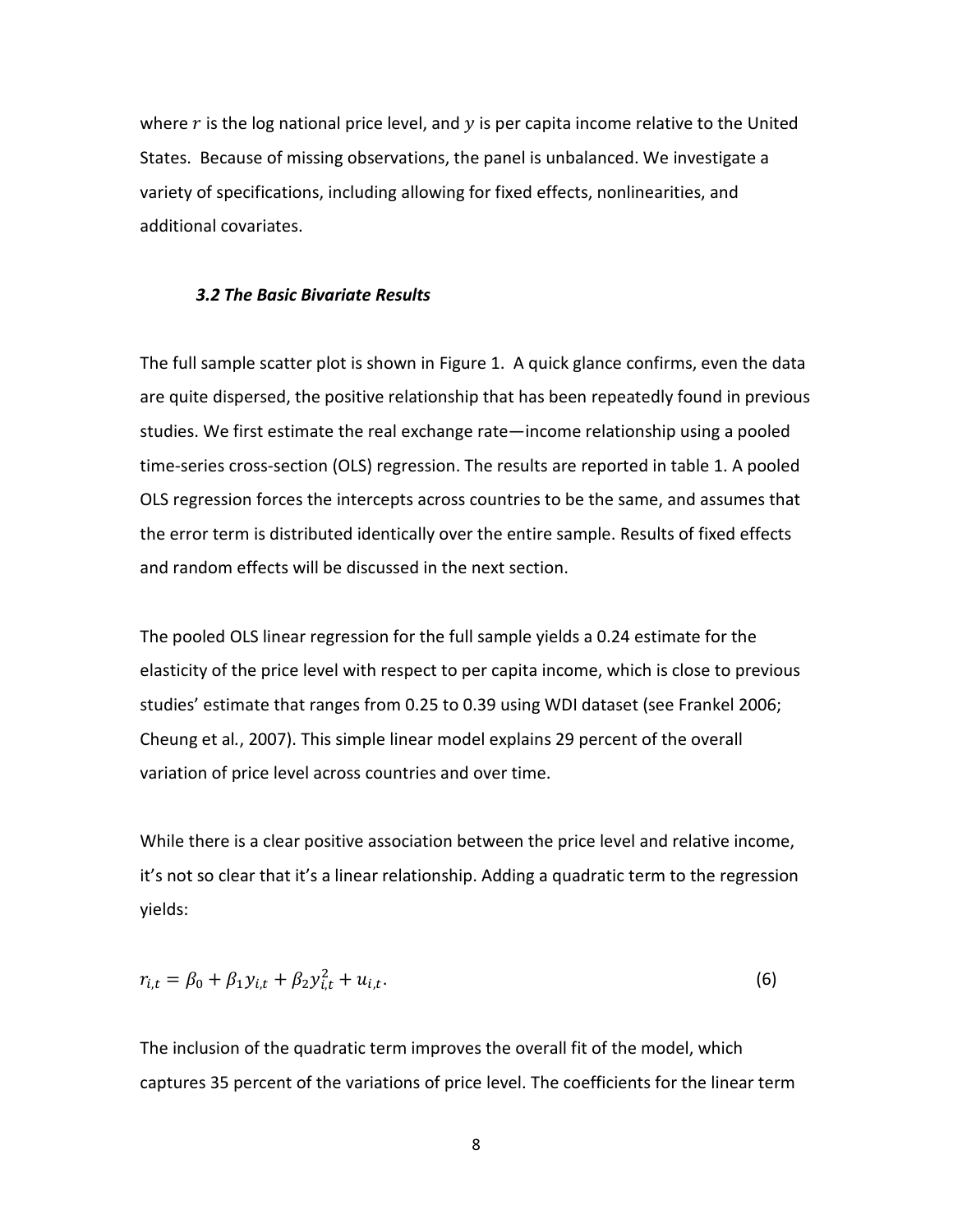where $r$ is the log national price level, and $y$ is per capita income relative to the United States. Because of missing observations, the panel is unbalanced. We investigate a variety of specifications, including allowing for fixed effects, nonlinearities, and additional covariates.

### *3.2 The Basic Bivariate Results*

The full sample scatter plot is shown in Figure 1. A quick glance confirms, even the data are quite dispersed, the positive relationship that has been repeatedly found in previous studies. We first estimate the real exchange rate—income relationship using a pooled time-series cross-section (OLS) regression. The results are reported in table 1. A pooled OLS regression forces the intercepts across countries to be the same, and assumes that the error term is distributed identically over the entire sample. Results of fixed effects and random effects will be discussed in the next section.

The pooled OLS linear regression for the full sample yields a 0.24 estimate for the elasticity of the price level with respect to per capita income, which is close to previous studies' estimate that ranges from 0.25 to 0.39 using WDI dataset (see Frankel 2006; Cheung et al., 2007). This simple linear model explains 29 percent of the overall variation of price level across countries and over time.

While there is a clear positive association between the price level and relative income, it's not so clear that it's a linear relationship. Adding a quadratic term to the regression yields:

$$r_{i,t} = \beta_0 + \beta_1 y_{i,t} + \beta_2 y_{i,t}^2 + u_{i,t}. \tag{6}$$

The inclusion of the quadratic term improves the overall fit of the model, which captures 35 percent of the variations of price level. The coefficients for the linear term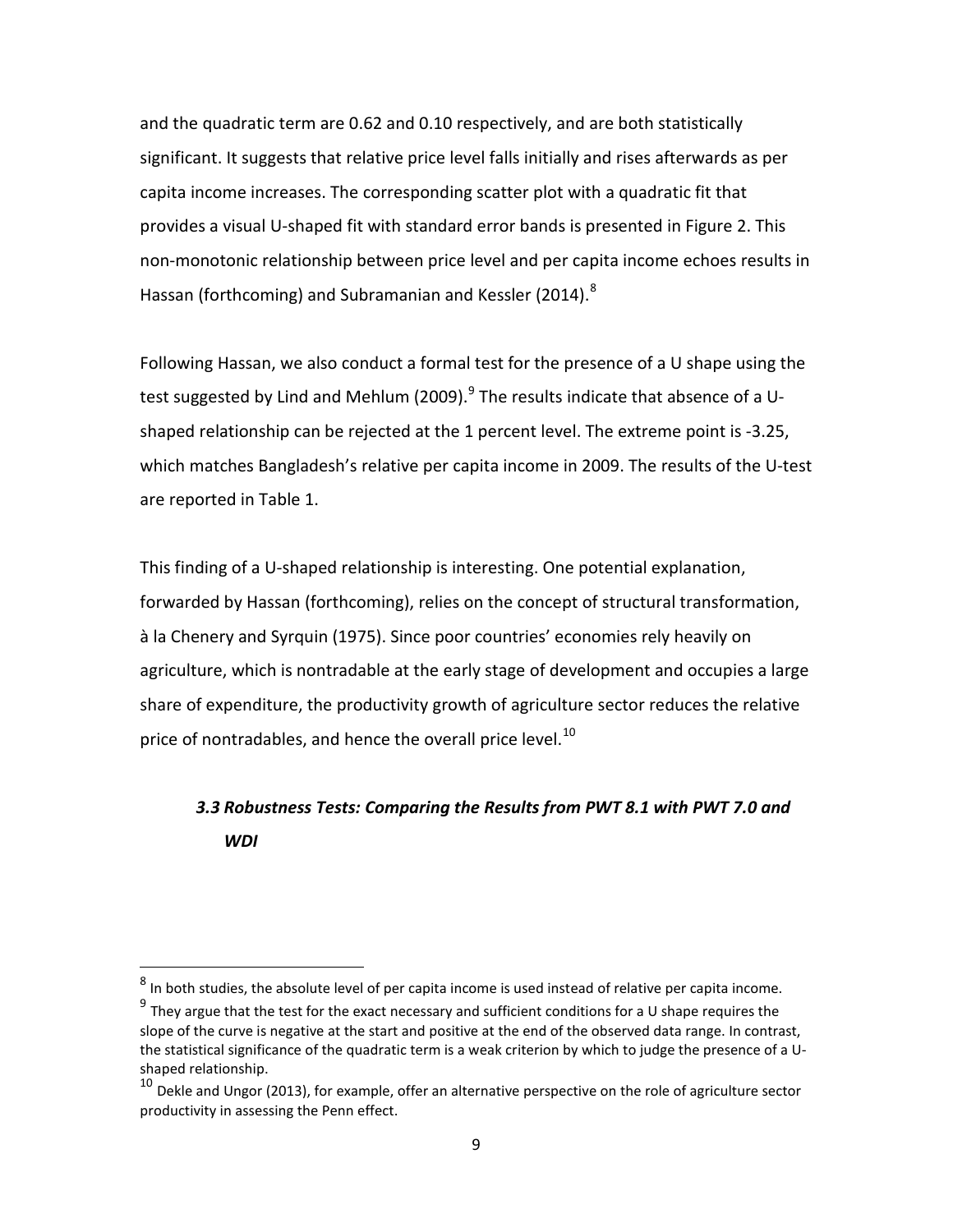and the quadratic term are 0.62 and 0.10 respectively, and are both statistically significant. It suggests that relative price level falls initially and rises afterwards as per capita income increases. The corresponding scatter plot with a quadratic fit that provides a visual U-shaped fit with standard error bands is presented in Figure 2. This non-monotonic relationship between price level and per capita income echoes results in Hassan (forthcoming) and Subramanian and Kessler (2014).[8]

Following Hassan, we also conduct a formal test for the presence of a U shape using the test suggested by Lind and Mehlum (2009).[9] The results indicate that absence of a U-shaped relationship can be rejected at the 1 percent level. The extreme point is -3.25, which matches Bangladesh's relative per capita income in 2009. The results of the U-test are reported in Table 1.

This finding of a U-shaped relationship is interesting. One potential explanation, forwarded by Hassan (forthcoming), relies on the concept of structural transformation, à la Chenery and Syrquin (1975). Since poor countries' economies rely heavily on agriculture, which is nontradable at the early stage of development and occupies a large share of expenditure, the productivity growth of agriculture sector reduces the relative price of nontradables, and hence the overall price level.[10]

### *3.3 Robustness Tests: Comparing the Results from PWT 8.1 with PWT 7.0 and WDI*

---

[8] In both studies, the absolute level of per capita income is used instead of relative per capita income.

[9] They argue that the test for the exact necessary and sufficient conditions for a U shape requires the slope of the curve is negative at the start and positive at the end of the observed data range. In contrast, the statistical significance of the quadratic term is a weak criterion by which to judge the presence of a U-shaped relationship.

[10] Dekle and Ungor (2013), for example, offer an alternative perspective on the role of agriculture sector productivity in assessing the Penn effect.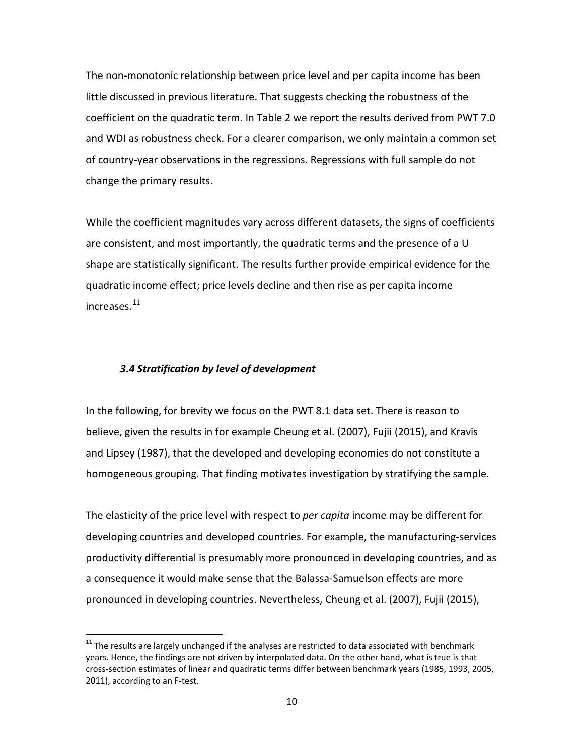The non-monotonic relationship between price level and per capita income has been little discussed in previous literature. That suggests checking the robustness of the coefficient on the quadratic term. In Table 2 we report the results derived from PWT 7.0 and WDI as robustness check. For a clearer comparison, we only maintain a common set of country-year observations in the regressions. Regressions with full sample do not change the primary results.

While the coefficient magnitudes vary across different datasets, the signs of coefficients are consistent, and most importantly, the quadratic terms and the presence of a U shape are statistically significant. The results further provide empirical evidence for the quadratic income effect; price levels decline and then rise as per capita income increases.[11]

### *3.4 Stratification by level of development*

In the following, for brevity we focus on the PWT 8.1 data set. There is reason to believe, given the results in for example Cheung et al. (2007), Fujii (2015), and Kravis and Lipsey (1987), that the developed and developing economies do not constitute a homogeneous grouping. That finding motivates investigation by stratifying the sample.

The elasticity of the price level with respect to *per capita* income may be different for developing countries and developed countries. For example, the manufacturing-services productivity differential is presumably more pronounced in developing countries, and as a consequence it would make sense that the Balassa-Samuelson effects are more pronounced in developing countries. Nevertheless, Cheung et al. (2007), Fujii (2015),

[11] The results are largely unchanged if the analyses are restricted to data associated with benchmark years. Hence, the findings are not driven by interpolated data. On the other hand, what is true is that cross-section estimates of linear and quadratic terms differ between benchmark years (1985, 1993, 2005, 2011), according to an F-test.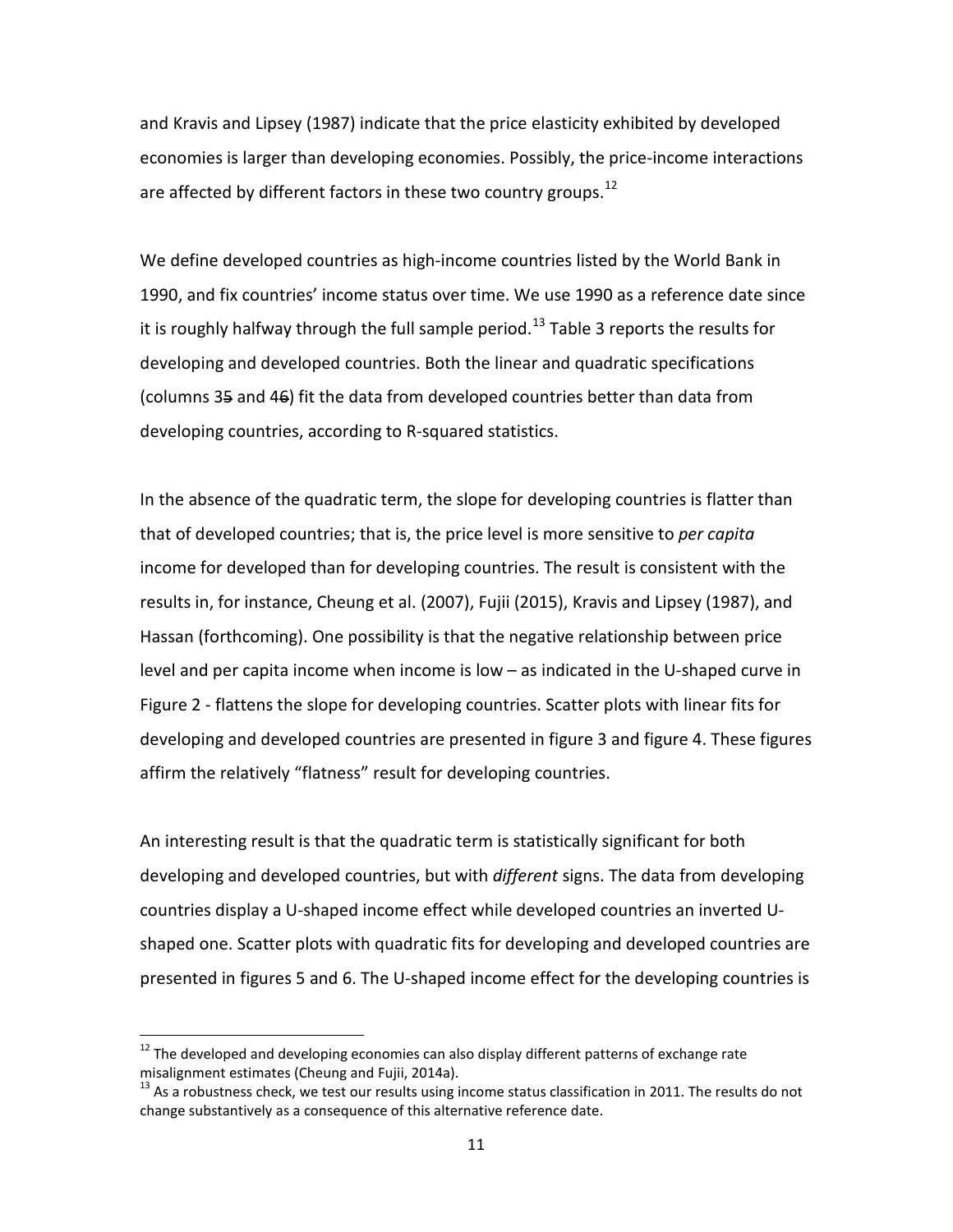and Kravis and Lipsey (1987) indicate that the price elasticity exhibited by developed economies is larger than developing economies. Possibly, the price-income interactions are affected by different factors in these two country groups.[12]

We define developed countries as high-income countries listed by the World Bank in 1990, and fix countries' income status over time. We use 1990 as a reference date since it is roughly halfway through the full sample period.[13] Table 3 reports the results for developing and developed countries. Both the linear and quadratic specifications (columns 3~~5~~ and 4~~6~~) fit the data from developed countries better than data from developing countries, according to R-squared statistics.

In the absence of the quadratic term, the slope for developing countries is flatter than that of developed countries; that is, the price level is more sensitive to *per capita* income for developed than for developing countries. The result is consistent with the results in, for instance, Cheung et al. (2007), Fujii (2015), Kravis and Lipsey (1987), and Hassan (forthcoming). One possibility is that the negative relationship between price level and per capita income when income is low – as indicated in the U-shaped curve in Figure 2 - flattens the slope for developing countries. Scatter plots with linear fits for developing and developed countries are presented in figure 3 and figure 4. These figures affirm the relatively "flatness" result for developing countries.

An interesting result is that the quadratic term is statistically significant for both developing and developed countries, but with *different* signs. The data from developing countries display a U-shaped income effect while developed countries an inverted U-shaped one. Scatter plots with quadratic fits for developing and developed countries are presented in figures 5 and 6. The U-shaped income effect for the developing countries is

---

[12] The developed and developing economies can also display different patterns of exchange rate misalignment estimates (Cheung and Fujii, 2014a).

[13] As a robustness check, we test our results using income status classification in 2011. The results do not change substantively as a consequence of this alternative reference date.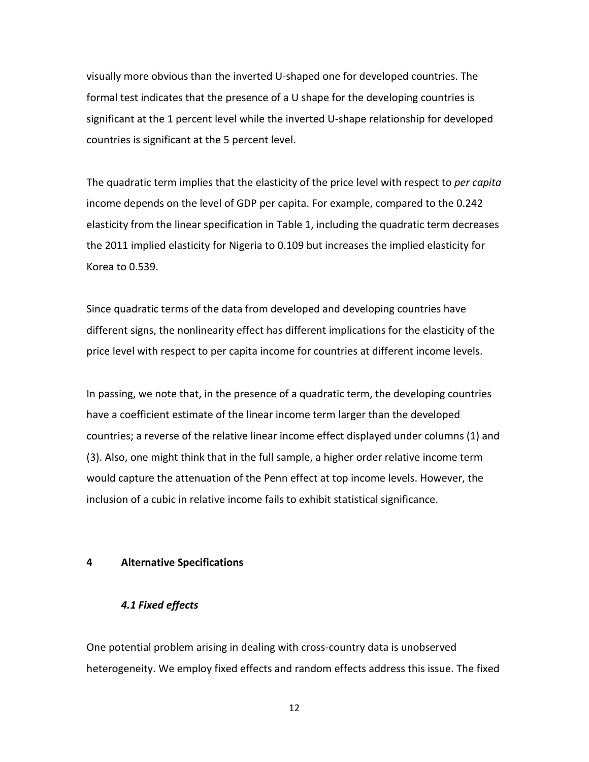visually more obvious than the inverted U-shaped one for developed countries. The formal test indicates that the presence of a U shape for the developing countries is significant at the 1 percent level while the inverted U-shape relationship for developed countries is significant at the 5 percent level.

The quadratic term implies that the elasticity of the price level with respect to *per capita* income depends on the level of GDP per capita. For example, compared to the 0.242 elasticity from the linear specification in Table 1, including the quadratic term decreases the 2011 implied elasticity for Nigeria to 0.109 but increases the implied elasticity for Korea to 0.539.

Since quadratic terms of the data from developed and developing countries have different signs, the nonlinearity effect has different implications for the elasticity of the price level with respect to per capita income for countries at different income levels.

In passing, we note that, in the presence of a quadratic term, the developing countries have a coefficient estimate of the linear income term larger than the developed countries; a reverse of the relative linear income effect displayed under columns (1) and (3). Also, one might think that in the full sample, a higher order relative income term would capture the attenuation of the Penn effect at top income levels. However, the inclusion of a cubic in relative income fails to exhibit statistical significance.

## 4 Alternative Specifications

### *4.1 Fixed effects*

One potential problem arising in dealing with cross-country data is unobserved heterogeneity. We employ fixed effects and random effects address this issue. The fixed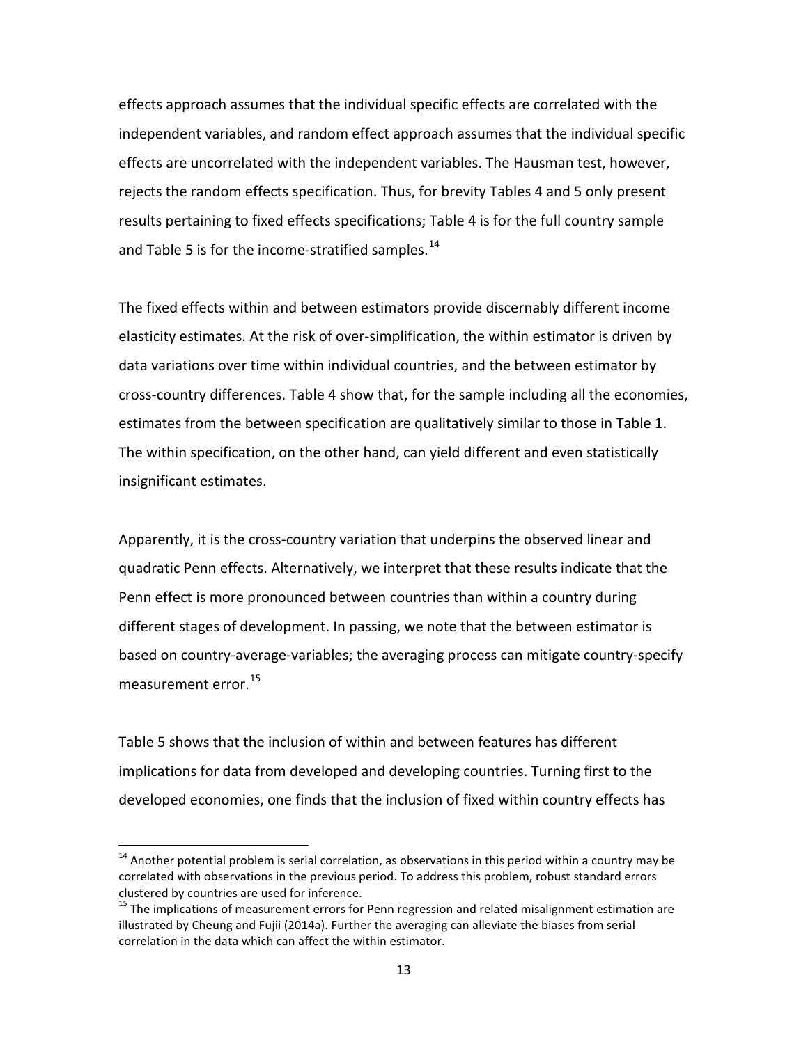effects approach assumes that the individual specific effects are correlated with the independent variables, and random effect approach assumes that the individual specific effects are uncorrelated with the independent variables. The Hausman test, however, rejects the random effects specification. Thus, for brevity Tables 4 and 5 only present results pertaining to fixed effects specifications; Table 4 is for the full country sample and Table 5 is for the income-stratified samples.[14]

The fixed effects within and between estimators provide discernably different income elasticity estimates. At the risk of over-simplification, the within estimator is driven by data variations over time within individual countries, and the between estimator by cross-country differences. Table 4 show that, for the sample including all the economies, estimates from the between specification are qualitatively similar to those in Table 1. The within specification, on the other hand, can yield different and even statistically insignificant estimates.

Apparently, it is the cross-country variation that underpins the observed linear and quadratic Penn effects. Alternatively, we interpret that these results indicate that the Penn effect is more pronounced between countries than within a country during different stages of development. In passing, we note that the between estimator is based on country-average-variables; the averaging process can mitigate country-specify measurement error.[15]

Table 5 shows that the inclusion of within and between features has different implications for data from developed and developing countries. Turning first to the developed economies, one finds that the inclusion of fixed within country effects has

[14] Another potential problem is serial correlation, as observations in this period within a country may be correlated with observations in the previous period. To address this problem, robust standard errors clustered by countries are used for inference.

[15] The implications of measurement errors for Penn regression and related misalignment estimation are illustrated by Cheung and Fujii (2014a). Further the averaging can alleviate the biases from serial correlation in the data which can affect the within estimator.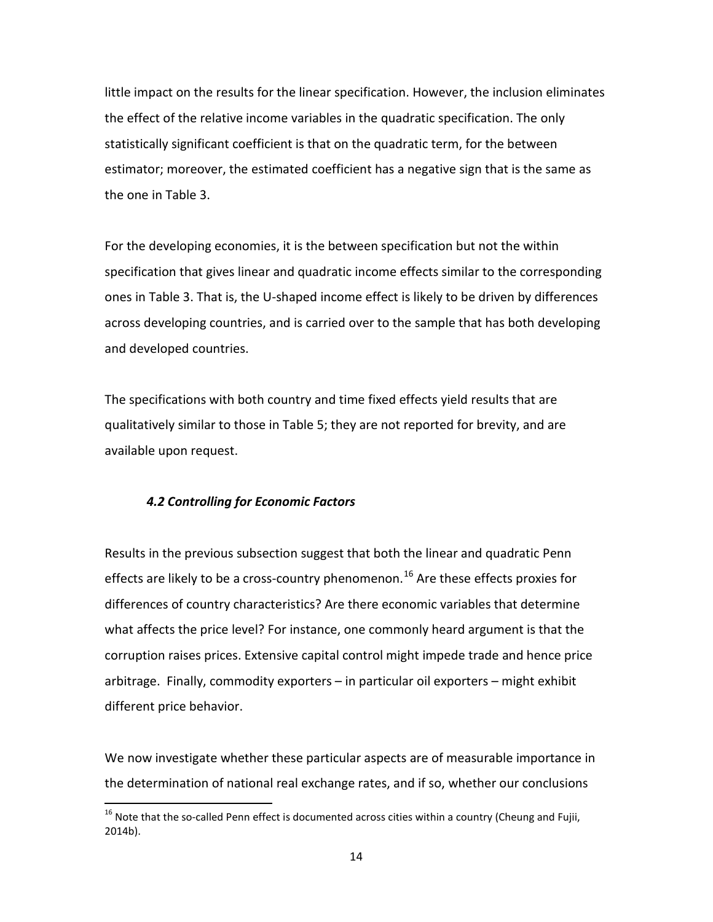little impact on the results for the linear specification. However, the inclusion eliminates the effect of the relative income variables in the quadratic specification. The only statistically significant coefficient is that on the quadratic term, for the between estimator; moreover, the estimated coefficient has a negative sign that is the same as the one in Table 3.

For the developing economies, it is the between specification but not the within specification that gives linear and quadratic income effects similar to the corresponding ones in Table 3. That is, the U-shaped income effect is likely to be driven by differences across developing countries, and is carried over to the sample that has both developing and developed countries.

The specifications with both country and time fixed effects yield results that are qualitatively similar to those in Table 5; they are not reported for brevity, and are available upon request.

### *4.2 Controlling for Economic Factors*

Results in the previous subsection suggest that both the linear and quadratic Penn effects are likely to be a cross-country phenomenon.[16] Are these effects proxies for differences of country characteristics? Are there economic variables that determine what affects the price level? For instance, one commonly heard argument is that the corruption raises prices. Extensive capital control might impede trade and hence price arbitrage. Finally, commodity exporters – in particular oil exporters – might exhibit different price behavior.

We now investigate whether these particular aspects are of measurable importance in the determination of national real exchange rates, and if so, whether our conclusions

[16] Note that the so-called Penn effect is documented across cities within a country (Cheung and Fujii, 2014b).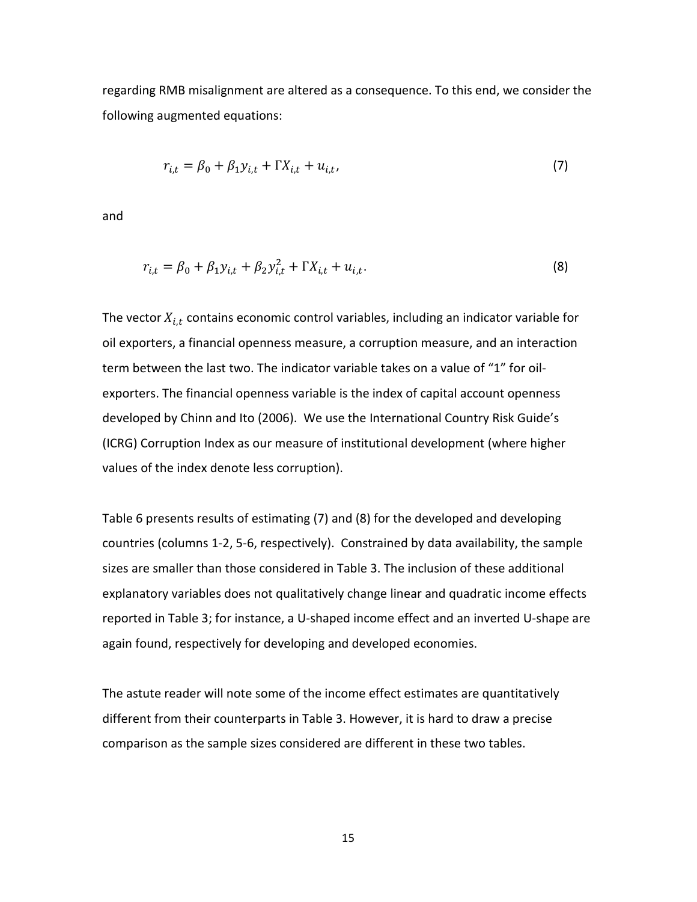regarding RMB misalignment are altered as a consequence. To this end, we consider the following augmented equations:

$$r_{i,t} = \beta_0 + \beta_1 y_{i,t} + \Gamma X_{i,t} + u_{i,t}, \tag{7}$$

and

$$r_{i,t} = \beta_0 + \beta_1 y_{i,t} + \beta_2 y_{i,t}^2 + \Gamma X_{i,t} + u_{i,t}. \tag{8}$$

The vector $X_{i,t}$ contains economic control variables, including an indicator variable for oil exporters, a financial openness measure, a corruption measure, and an interaction term between the last two. The indicator variable takes on a value of "1" for oil-exporters. The financial openness variable is the index of capital account openness developed by Chinn and Ito (2006). We use the International Country Risk Guide's (ICRG) Corruption Index as our measure of institutional development (where higher values of the index denote less corruption).

Table 6 presents results of estimating (7) and (8) for the developed and developing countries (columns 1-2, 5-6, respectively). Constrained by data availability, the sample sizes are smaller than those considered in Table 3. The inclusion of these additional explanatory variables does not qualitatively change linear and quadratic income effects reported in Table 3; for instance, a U-shaped income effect and an inverted U-shape are again found, respectively for developing and developed economies.

The astute reader will note some of the income effect estimates are quantitatively different from their counterparts in Table 3. However, it is hard to draw a precise comparison as the sample sizes considered are different in these two tables.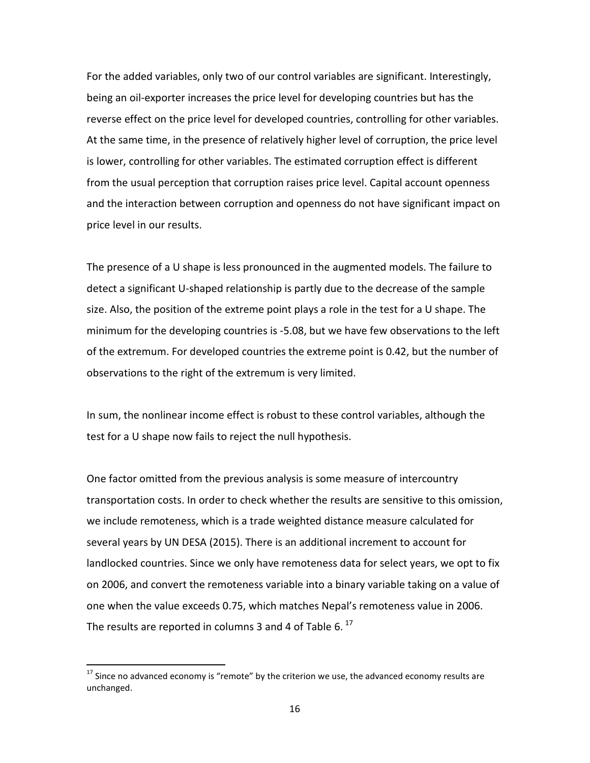For the added variables, only two of our control variables are significant. Interestingly, being an oil-exporter increases the price level for developing countries but has the reverse effect on the price level for developed countries, controlling for other variables. At the same time, in the presence of relatively higher level of corruption, the price level is lower, controlling for other variables. The estimated corruption effect is different from the usual perception that corruption raises price level. Capital account openness and the interaction between corruption and openness do not have significant impact on price level in our results.

The presence of a U shape is less pronounced in the augmented models. The failure to detect a significant U-shaped relationship is partly due to the decrease of the sample size. Also, the position of the extreme point plays a role in the test for a U shape. The minimum for the developing countries is -5.08, but we have few observations to the left of the extremum. For developed countries the extreme point is 0.42, but the number of observations to the right of the extremum is very limited.

In sum, the nonlinear income effect is robust to these control variables, although the test for a U shape now fails to reject the null hypothesis.

One factor omitted from the previous analysis is some measure of intercountry transportation costs. In order to check whether the results are sensitive to this omission, we include remoteness, which is a trade weighted distance measure calculated for several years by UN DESA (2015). There is an additional increment to account for landlocked countries. Since we only have remoteness data for select years, we opt to fix on 2006, and convert the remoteness variable into a binary variable taking on a value of one when the value exceeds 0.75, which matches Nepal's remoteness value in 2006. The results are reported in columns 3 and 4 of Table 6. [17]

[17] Since no advanced economy is "remote" by the criterion we use, the advanced economy results are unchanged.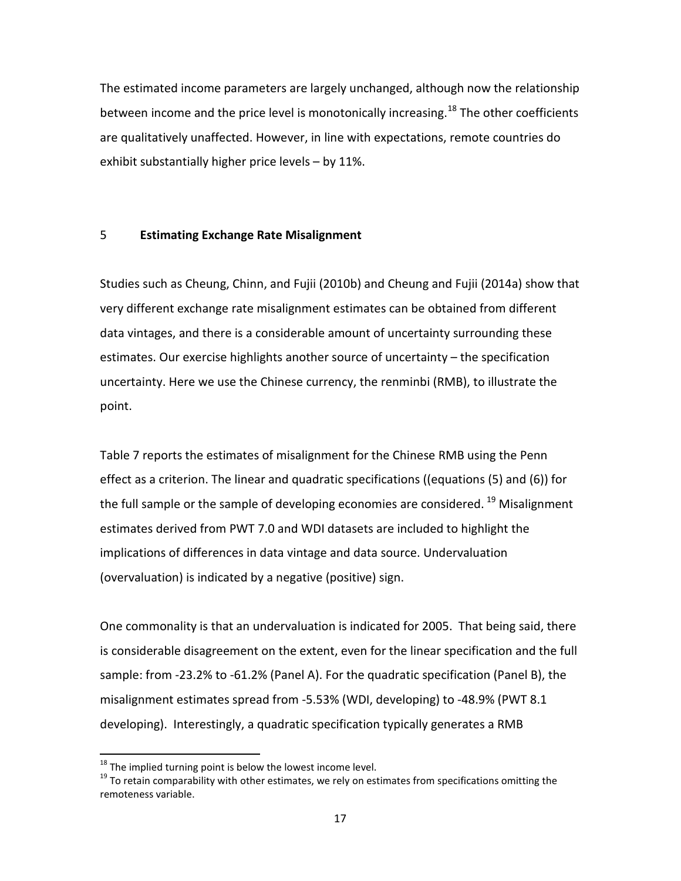The estimated income parameters are largely unchanged, although now the relationship between income and the price level is monotonically increasing.[18] The other coefficients are qualitatively unaffected. However, in line with expectations, remote countries do exhibit substantially higher price levels – by 11%.

## 5 Estimating Exchange Rate Misalignment

Studies such as Cheung, Chinn, and Fujii (2010b) and Cheung and Fujii (2014a) show that very different exchange rate misalignment estimates can be obtained from different data vintages, and there is a considerable amount of uncertainty surrounding these estimates. Our exercise highlights another source of uncertainty – the specification uncertainty. Here we use the Chinese currency, the renminbi (RMB), to illustrate the point.

Table 7 reports the estimates of misalignment for the Chinese RMB using the Penn effect as a criterion. The linear and quadratic specifications ((equations (5) and (6)) for the full sample or the sample of developing economies are considered.[19] Misalignment estimates derived from PWT 7.0 and WDI datasets are included to highlight the implications of differences in data vintage and data source. Undervaluation (overvaluation) is indicated by a negative (positive) sign.

One commonality is that an undervaluation is indicated for 2005. That being said, there is considerable disagreement on the extent, even for the linear specification and the full sample: from -23.2% to -61.2% (Panel A). For the quadratic specification (Panel B), the misalignment estimates spread from -5.53% (WDI, developing) to -48.9% (PWT 8.1 developing). Interestingly, a quadratic specification typically generates a RMB

[18] The implied turning point is below the lowest income level.

[19] To retain comparability with other estimates, we rely on estimates from specifications omitting the remoteness variable.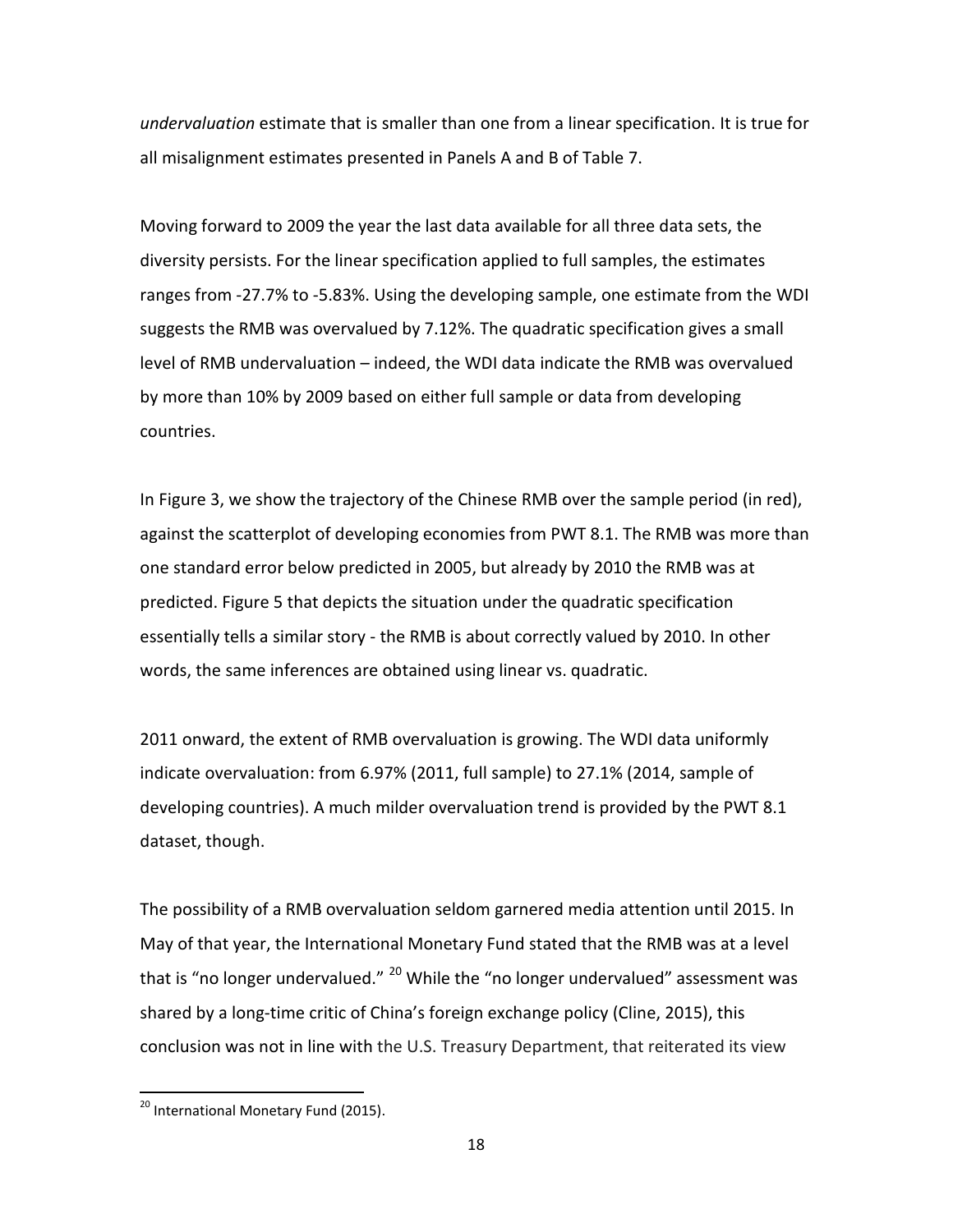*undervaluation* estimate that is smaller than one from a linear specification. It is true for all misalignment estimates presented in Panels A and B of Table 7.

Moving forward to 2009 the year the last data available for all three data sets, the diversity persists. For the linear specification applied to full samples, the estimates ranges from -27.7% to -5.83%. Using the developing sample, one estimate from the WDI suggests the RMB was overvalued by 7.12%. The quadratic specification gives a small level of RMB undervaluation – indeed, the WDI data indicate the RMB was overvalued by more than 10% by 2009 based on either full sample or data from developing countries.

In Figure 3, we show the trajectory of the Chinese RMB over the sample period (in red), against the scatterplot of developing economies from PWT 8.1. The RMB was more than one standard error below predicted in 2005, but already by 2010 the RMB was at predicted. Figure 5 that depicts the situation under the quadratic specification essentially tells a similar story - the RMB is about correctly valued by 2010. In other words, the same inferences are obtained using linear vs. quadratic.

2011 onward, the extent of RMB overvaluation is growing. The WDI data uniformly indicate overvaluation: from 6.97% (2011, full sample) to 27.1% (2014, sample of developing countries). A much milder overvaluation trend is provided by the PWT 8.1 dataset, though.

The possibility of a RMB overvaluation seldom garnered media attention until 2015. In May of that year, the International Monetary Fund stated that the RMB was at a level that is "no longer undervalued." [20] While the "no longer undervalued" assessment was shared by a long-time critic of China's foreign exchange policy (Cline, 2015), this conclusion was not in line with the U.S. Treasury Department, that reiterated its view

[20] International Monetary Fund (2015).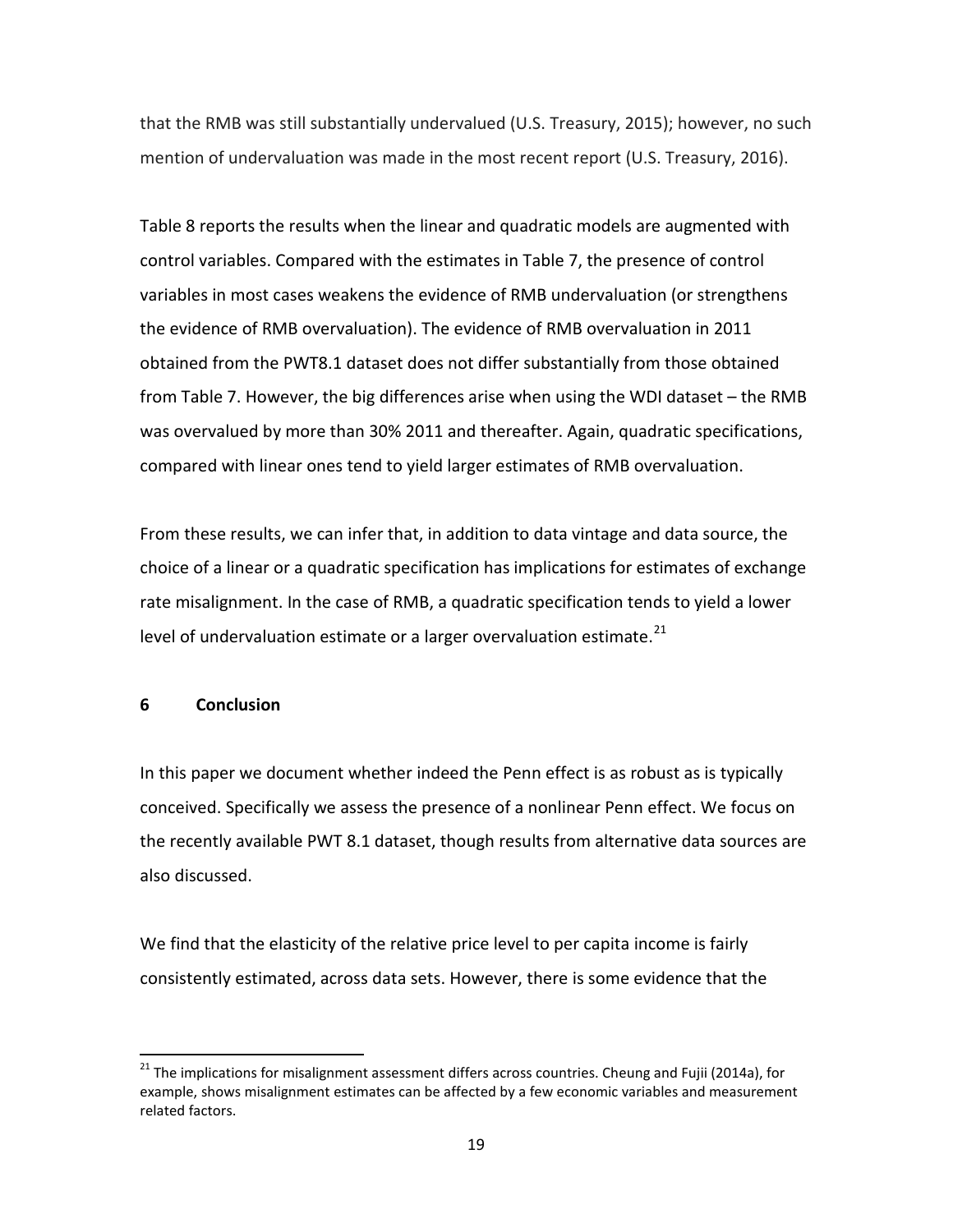that the RMB was still substantially undervalued (U.S. Treasury, 2015); however, no such mention of undervaluation was made in the most recent report (U.S. Treasury, 2016).

Table 8 reports the results when the linear and quadratic models are augmented with control variables. Compared with the estimates in Table 7, the presence of control variables in most cases weakens the evidence of RMB undervaluation (or strengthens the evidence of RMB overvaluation). The evidence of RMB overvaluation in 2011 obtained from the PWT8.1 dataset does not differ substantially from those obtained from Table 7. However, the big differences arise when using the WDI dataset – the RMB was overvalued by more than 30% 2011 and thereafter. Again, quadratic specifications, compared with linear ones tend to yield larger estimates of RMB overvaluation.

From these results, we can infer that, in addition to data vintage and data source, the choice of a linear or a quadratic specification has implications for estimates of exchange rate misalignment. In the case of RMB, a quadratic specification tends to yield a lower level of undervaluation estimate or a larger overvaluation estimate.[21]

## 6 Conclusion

In this paper we document whether indeed the Penn effect is as robust as is typically conceived. Specifically we assess the presence of a nonlinear Penn effect. We focus on the recently available PWT 8.1 dataset, though results from alternative data sources are also discussed.

We find that the elasticity of the relative price level to per capita income is fairly consistently estimated, across data sets. However, there is some evidence that the

---

[21] The implications for misalignment assessment differs across countries. Cheung and Fujii (2014a), for example, shows misalignment estimates can be affected by a few economic variables and measurement related factors.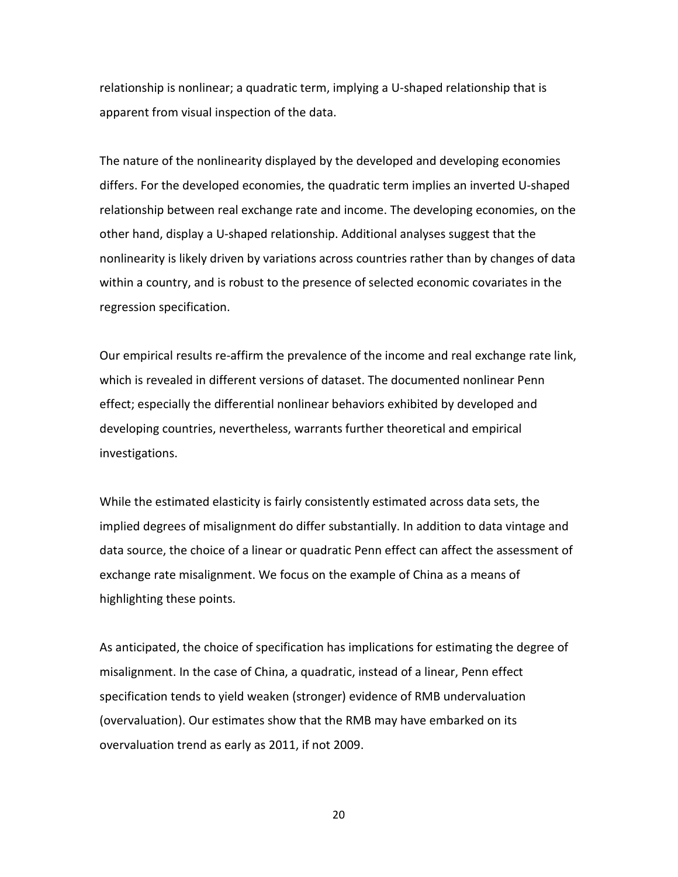relationship is nonlinear; a quadratic term, implying a U-shaped relationship that is apparent from visual inspection of the data.

The nature of the nonlinearity displayed by the developed and developing economies differs. For the developed economies, the quadratic term implies an inverted U-shaped relationship between real exchange rate and income. The developing economies, on the other hand, display a U-shaped relationship. Additional analyses suggest that the nonlinearity is likely driven by variations across countries rather than by changes of data within a country, and is robust to the presence of selected economic covariates in the regression specification.

Our empirical results re-affirm the prevalence of the income and real exchange rate link, which is revealed in different versions of dataset. The documented nonlinear Penn effect; especially the differential nonlinear behaviors exhibited by developed and developing countries, nevertheless, warrants further theoretical and empirical investigations.

While the estimated elasticity is fairly consistently estimated across data sets, the implied degrees of misalignment do differ substantially. In addition to data vintage and data source, the choice of a linear or quadratic Penn effect can affect the assessment of exchange rate misalignment. We focus on the example of China as a means of highlighting these points.

As anticipated, the choice of specification has implications for estimating the degree of misalignment. In the case of China, a quadratic, instead of a linear, Penn effect specification tends to yield weaken (stronger) evidence of RMB undervaluation (overvaluation). Our estimates show that the RMB may have embarked on its overvaluation trend as early as 2011, if not 2009.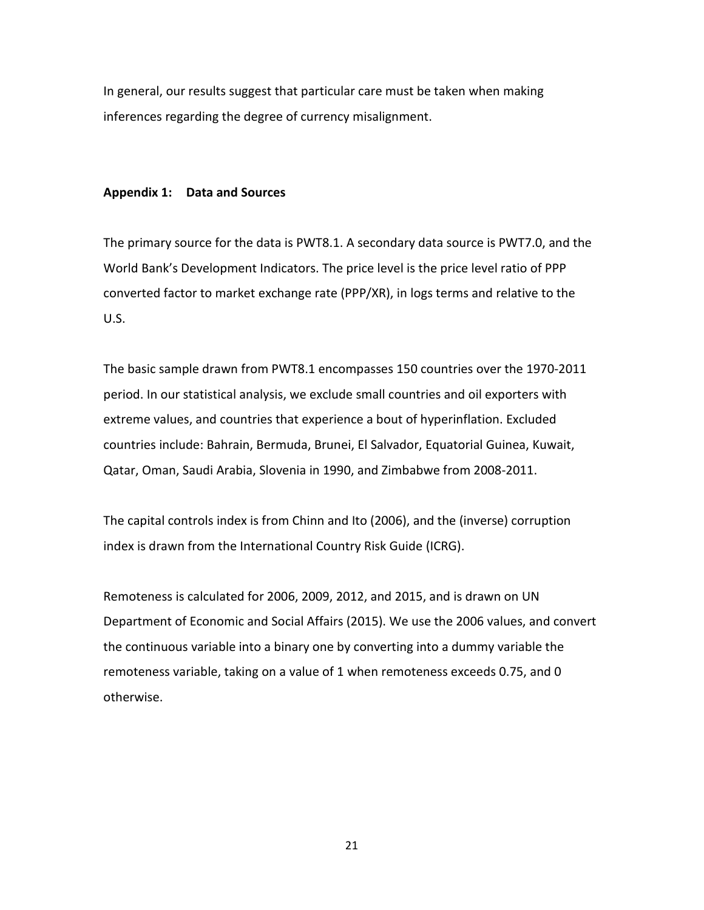In general, our results suggest that particular care must be taken when making inferences regarding the degree of currency misalignment.

## Appendix 1: Data and Sources

The primary source for the data is PWT8.1. A secondary data source is PWT7.0, and the World Bank's Development Indicators. The price level is the price level ratio of PPP converted factor to market exchange rate (PPP/XR), in logs terms and relative to the U.S.

The basic sample drawn from PWT8.1 encompasses 150 countries over the 1970-2011 period. In our statistical analysis, we exclude small countries and oil exporters with extreme values, and countries that experience a bout of hyperinflation. Excluded countries include: Bahrain, Bermuda, Brunei, El Salvador, Equatorial Guinea, Kuwait, Qatar, Oman, Saudi Arabia, Slovenia in 1990, and Zimbabwe from 2008-2011.

The capital controls index is from Chinn and Ito (2006), and the (inverse) corruption index is drawn from the International Country Risk Guide (ICRG).

Remoteness is calculated for 2006, 2009, 2012, and 2015, and is drawn on UN Department of Economic and Social Affairs (2015). We use the 2006 values, and convert the continuous variable into a binary one by converting into a dummy variable the remoteness variable, taking on a value of 1 when remoteness exceeds 0.75, and 0 otherwise.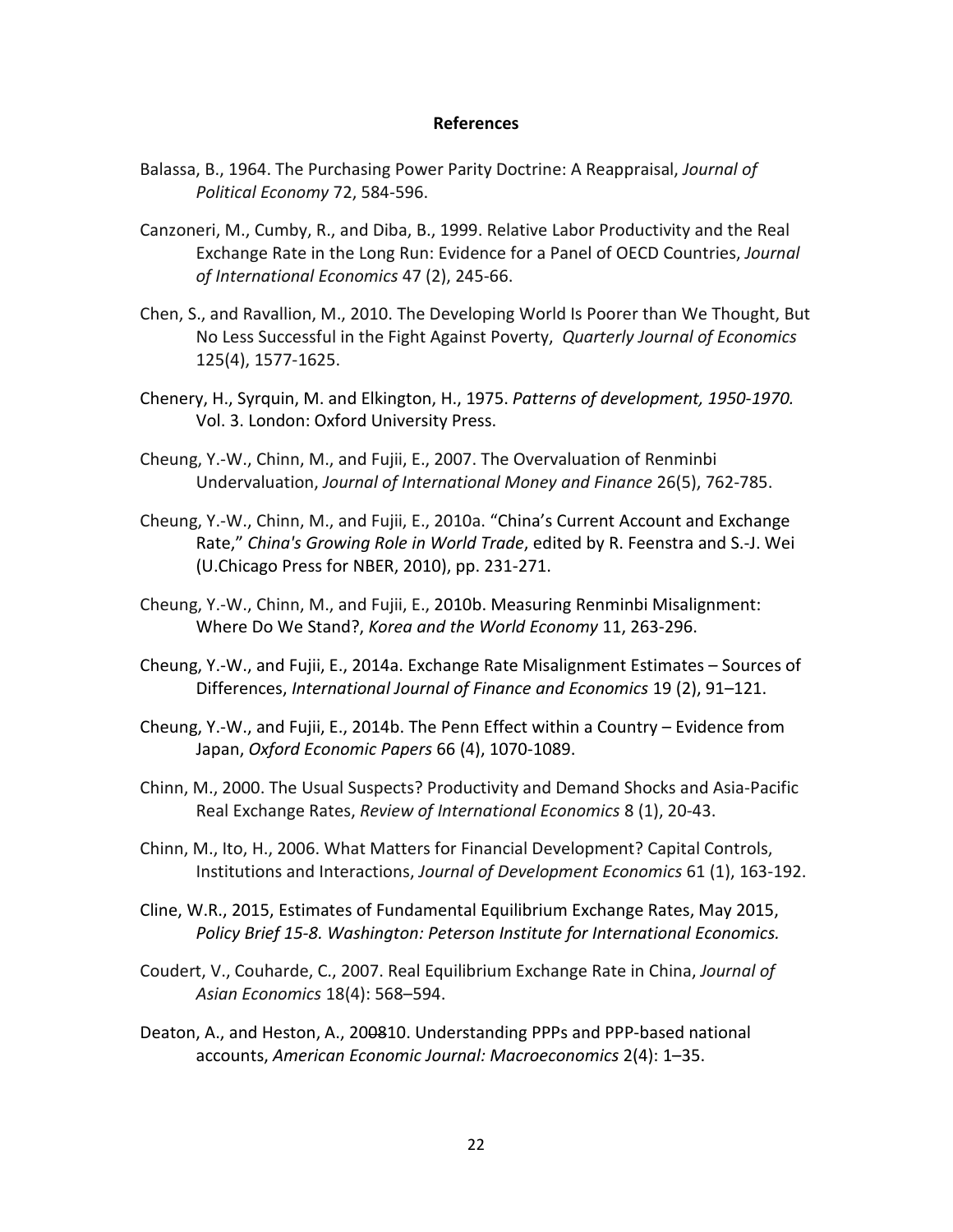## References

Balassa, B., 1964. The Purchasing Power Parity Doctrine: A Reappraisal, *Journal of Political Economy* 72, 584-596.

Canzoneri, M., Cumby, R., and Diba, B., 1999. Relative Labor Productivity and the Real Exchange Rate in the Long Run: Evidence for a Panel of OECD Countries, *Journal of International Economics* 47 (2), 245-66.

Chen, S., and Ravallion, M., 2010. The Developing World Is Poorer than We Thought, But No Less Successful in the Fight Against Poverty, *Quarterly Journal of Economics* 125(4), 1577-1625.

Chenery, H., Syrquin, M. and Elkington, H., 1975. *Patterns of development, 1950-1970.* Vol. 3. London: Oxford University Press.

Cheung, Y.-W., Chinn, M., and Fujii, E., 2007. The Overvaluation of Renminbi Undervaluation, *Journal of International Money and Finance* 26(5), 762-785.

Cheung, Y.-W., Chinn, M., and Fujii, E., 2010a. "China's Current Account and Exchange Rate," *China's Growing Role in World Trade*, edited by R. Feenstra and S.-J. Wei (U.Chicago Press for NBER, 2010), pp. 231-271.

Cheung, Y.-W., Chinn, M., and Fujii, E., 2010b. Measuring Renminbi Misalignment: Where Do We Stand?, *Korea and the World Economy* 11, 263-296.

Cheung, Y.-W., and Fujii, E., 2014a. Exchange Rate Misalignment Estimates – Sources of Differences, *International Journal of Finance and Economics* 19 (2), 91–121.

Cheung, Y.-W., and Fujii, E., 2014b. The Penn Effect within a Country – Evidence from Japan, *Oxford Economic Papers* 66 (4), 1070-1089.

Chinn, M., 2000. The Usual Suspects? Productivity and Demand Shocks and Asia-Pacific Real Exchange Rates, *Review of International Economics* 8 (1), 20-43.

Chinn, M., Ito, H., 2006. What Matters for Financial Development? Capital Controls, Institutions and Interactions, *Journal of Development Economics* 61 (1), 163-192.

Cline, W.R., 2015, Estimates of Fundamental Equilibrium Exchange Rates, May 2015, *Policy Brief 15-8. Washington: Peterson Institute for International Economics.*

Coudert, V., Couharde, C., 2007. Real Equilibrium Exchange Rate in China, *Journal of Asian Economics* 18(4): 568–594.

Deaton, A., and Heston, A., 200~~0~~810. Understanding PPPs and PPP-based national accounts, *American Economic Journal: Macroeconomics* 2(4): 1–35.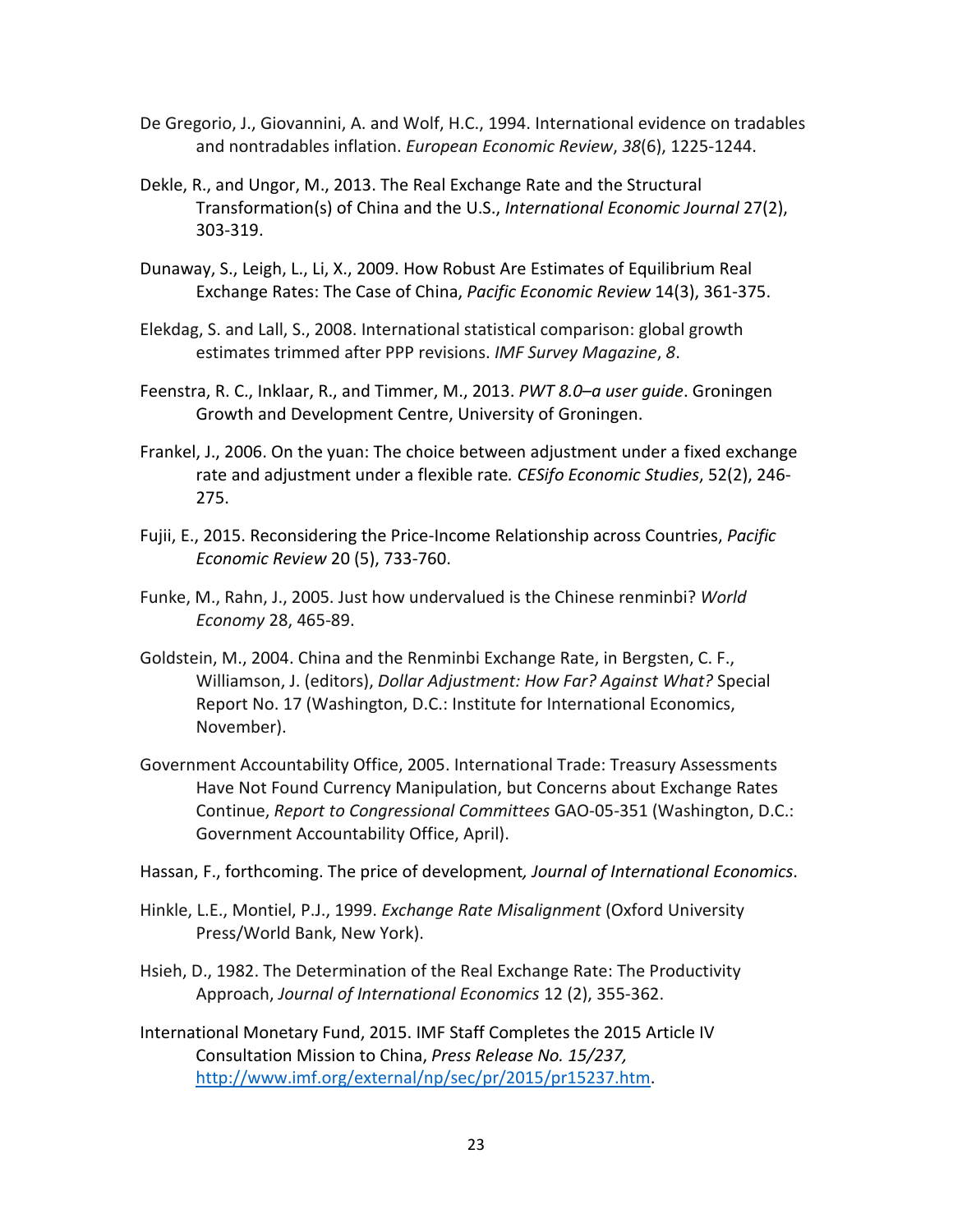De Gregorio, J., Giovannini, A. and Wolf, H.C., 1994. International evidence on tradables and nontradables inflation. *European Economic Review*, *38*(6), 1225-1244.

Dekle, R., and Ungor, M., 2013. The Real Exchange Rate and the Structural Transformation(s) of China and the U.S., *International Economic Journal* 27(2), 303-319.

Dunaway, S., Leigh, L., Li, X., 2009. How Robust Are Estimates of Equilibrium Real Exchange Rates: The Case of China, *Pacific Economic Review* 14(3), 361-375.

Elekdag, S. and Lall, S., 2008. International statistical comparison: global growth estimates trimmed after PPP revisions. *IMF Survey Magazine*, *8*.

Feenstra, R. C., Inklaar, R., and Timmer, M., 2013. *PWT 8.0–a user guide*. Groningen Growth and Development Centre, University of Groningen.

Frankel, J., 2006. On the yuan: The choice between adjustment under a fixed exchange rate and adjustment under a flexible rate*. CESifo Economic Studies*, 52(2), 246-275.

Fujii, E., 2015. Reconsidering the Price-Income Relationship across Countries, *Pacific Economic Review* 20 (5), 733-760.

Funke, M., Rahn, J., 2005. Just how undervalued is the Chinese renminbi? *World Economy* 28, 465-89.

Goldstein, M., 2004. China and the Renminbi Exchange Rate, in Bergsten, C. F., Williamson, J. (editors), *Dollar Adjustment: How Far? Against What?* Special Report No. 17 (Washington, D.C.: Institute for International Economics, November).

Government Accountability Office, 2005. International Trade: Treasury Assessments Have Not Found Currency Manipulation, but Concerns about Exchange Rates Continue, *Report to Congressional Committees* GAO-05-351 (Washington, D.C.: Government Accountability Office, April).

Hassan, F., forthcoming. The price of development*, Journal of International Economics*.

Hinkle, L.E., Montiel, P.J., 1999. *Exchange Rate Misalignment* (Oxford University Press/World Bank, New York).

Hsieh, D., 1982. The Determination of the Real Exchange Rate: The Productivity Approach, *Journal of International Economics* 12 (2), 355-362.

International Monetary Fund, 2015. IMF Staff Completes the 2015 Article IV Consultation Mission to China, *Press Release No. 15/237,* http://www.imf.org/external/np/sec/pr/2015/pr15237.htm.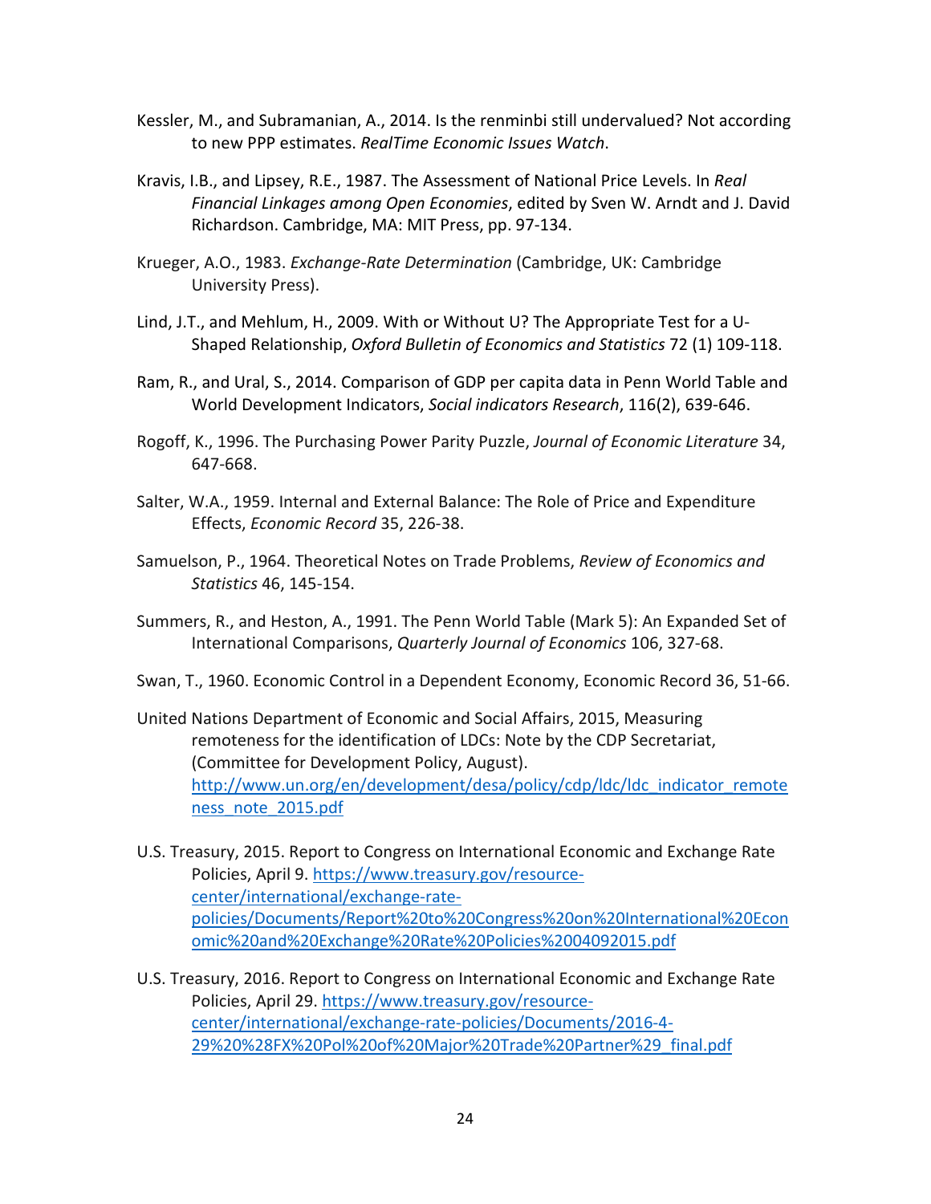Kessler, M., and Subramanian, A., 2014. Is the renminbi still undervalued? Not according to new PPP estimates. *RealTime Economic Issues Watch*.

Kravis, I.B., and Lipsey, R.E., 1987. The Assessment of National Price Levels. In *Real Financial Linkages among Open Economies*, edited by Sven W. Arndt and J. David Richardson. Cambridge, MA: MIT Press, pp. 97-134.

Krueger, A.O., 1983. *Exchange-Rate Determination* (Cambridge, UK: Cambridge University Press).

Lind, J.T., and Mehlum, H., 2009. With or Without U? The Appropriate Test for a U-Shaped Relationship, *Oxford Bulletin of Economics and Statistics* 72 (1) 109-118.

Ram, R., and Ural, S., 2014. Comparison of GDP per capita data in Penn World Table and World Development Indicators, *Social indicators Research*, 116(2), 639-646.

Rogoff, K., 1996. The Purchasing Power Parity Puzzle, *Journal of Economic Literature* 34, 647-668.

Salter, W.A., 1959. Internal and External Balance: The Role of Price and Expenditure Effects, *Economic Record* 35, 226-38.

Samuelson, P., 1964. Theoretical Notes on Trade Problems, *Review of Economics and Statistics* 46, 145-154.

Summers, R., and Heston, A., 1991. The Penn World Table (Mark 5): An Expanded Set of International Comparisons, *Quarterly Journal of Economics* 106, 327-68.

Swan, T., 1960. Economic Control in a Dependent Economy, Economic Record 36, 51-66.

United Nations Department of Economic and Social Affairs, 2015, Measuring remoteness for the identification of LDCs: Note by the CDP Secretariat, (Committee for Development Policy, August). [http://www.un.org/en/development/desa/policy/cdp/ldc/ldc_indicator_remoteness_note_2015.pdf](http://www.un.org/en/development/desa/policy/cdp/ldc/ldc_indicator_remoteness_note_2015.pdf)

U.S. Treasury, 2015. Report to Congress on International Economic and Exchange Rate Policies, April 9. [https://www.treasury.gov/resource-center/international/exchange-rate-policies/Documents/Report%20to%20Congress%20on%20International%20Economic%20and%20Exchange%20Rate%20Policies%2004092015.pdf](https://www.treasury.gov/resource-center/international/exchange-rate-policies/Documents/Report%20to%20Congress%20on%20International%20Economic%20and%20Exchange%20Rate%20Policies%2004092015.pdf)

U.S. Treasury, 2016. Report to Congress on International Economic and Exchange Rate Policies, April 29. [https://www.treasury.gov/resource-center/international/exchange-rate-policies/Documents/2016-4-29%20%28FX%20Pol%20of%20Major%20Trade%20Partner%29_final.pdf](https://www.treasury.gov/resource-center/international/exchange-rate-policies/Documents/2016-4-29%20%28FX%20Pol%20of%20Major%20Trade%20Partner%29_final.pdf)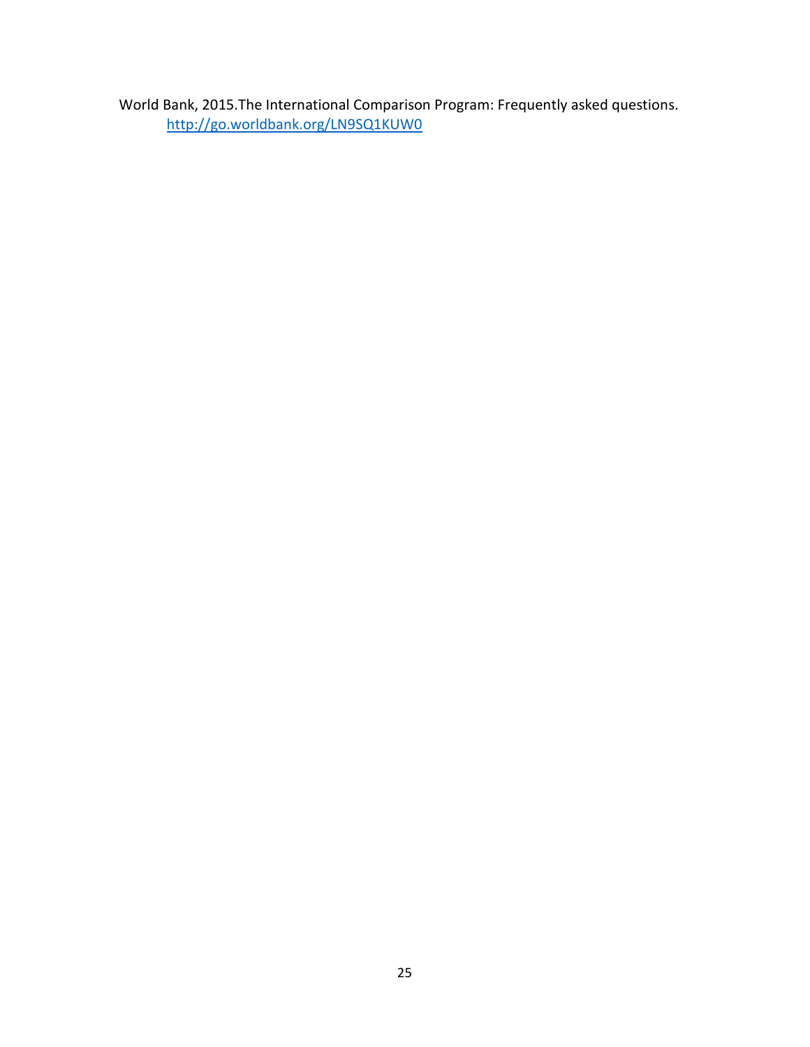World Bank, 2015.The International Comparison Program: Frequently asked questions. http://go.worldbank.org/LN9SQ1KUW0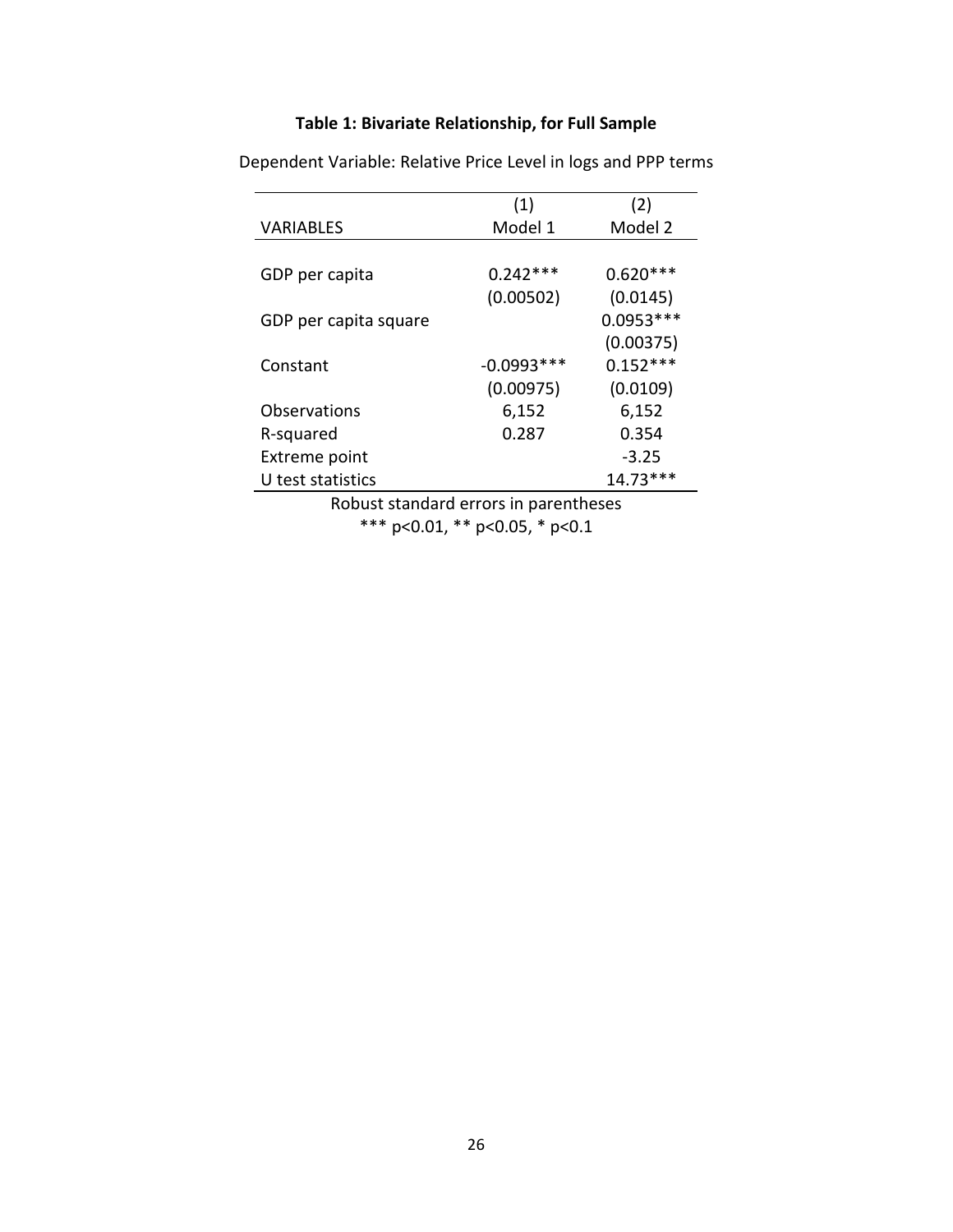**Table 1: Bivariate Relationship, for Full Sample**

Dependent Variable: Relative Price Level in logs and PPP terms

| VARIABLES | (1)<br>Model 1 | (2)<br>Model 2 |
|---|---|---|
| GDP per capita | 0.242*** | 0.620*** |
| | (0.00502) | (0.0145) |
| GDP per capita square | | 0.0953*** |
| | | (0.00375) |
| Constant | -0.0993*** | 0.152*** |
| | (0.00975) | (0.0109) |
| Observations | 6,152 | 6,152 |
| R-squared | 0.287 | 0.354 |
| Extreme point | | -3.25 |
| U test statistics | | 14.73*** |

Robust standard errors in parentheses

*** p<0.01, ** p<0.05, * p<0.1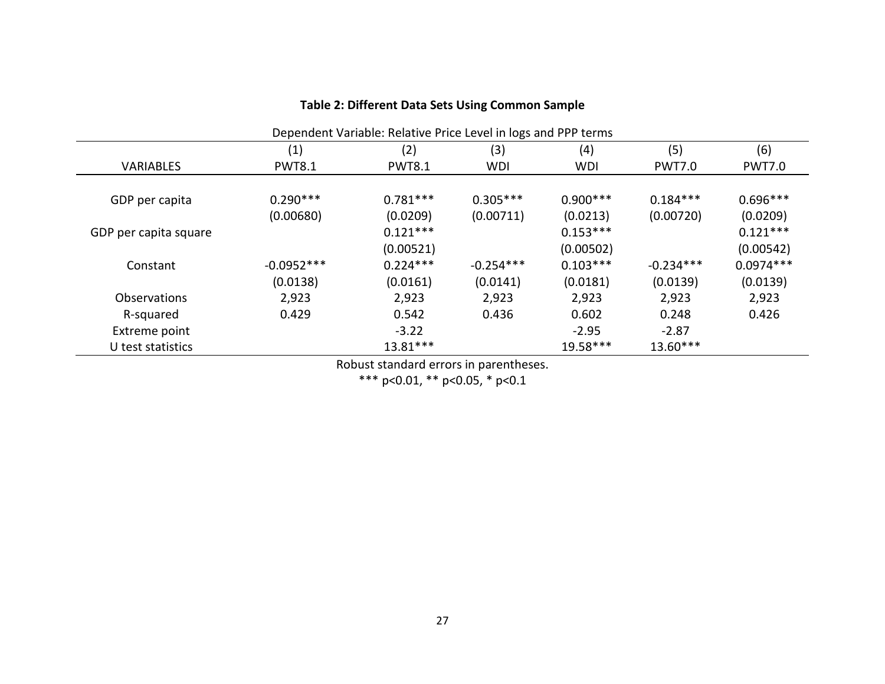**Table 2: Different Data Sets Using Common Sample**

Dependent Variable: Relative Price Level in logs and PPP terms

| VARIABLES | (1)<br>PWT8.1 | (2)<br>PWT8.1 | (3)<br>WDI | (4)<br>WDI | (5)<br>PWT7.0 | (6)<br>PWT7.0 |
|---|---|---|---|---|---|---|
| GDP per capita | 0.290*** | 0.781*** | 0.305*** | 0.900*** | 0.184*** | 0.696*** |
| | (0.00680) | (0.0209) | (0.00711) | (0.0213) | (0.00720) | (0.0209) |
| GDP per capita square | | 0.121*** | | 0.153*** | | 0.121*** |
| | | (0.00521) | | (0.00502) | | (0.00542) |
| Constant | -0.0952*** | 0.224*** | -0.254*** | 0.103*** | -0.234*** | 0.0974*** |
| | (0.0138) | (0.0161) | (0.0141) | (0.0181) | (0.0139) | (0.0139) |
| Observations | 2,923 | 2,923 | 2,923 | 2,923 | 2,923 | 2,923 |
| R-squared | 0.429 | 0.542 | 0.436 | 0.602 | 0.248 | 0.426 |
| Extreme point | | -3.22 | | -2.95 | -2.87 | |
| U test statistics | | 13.81*** | | 19.58*** | 13.60*** | |

Robust standard errors in parentheses.
*** p<0.01, ** p<0.05, * p<0.1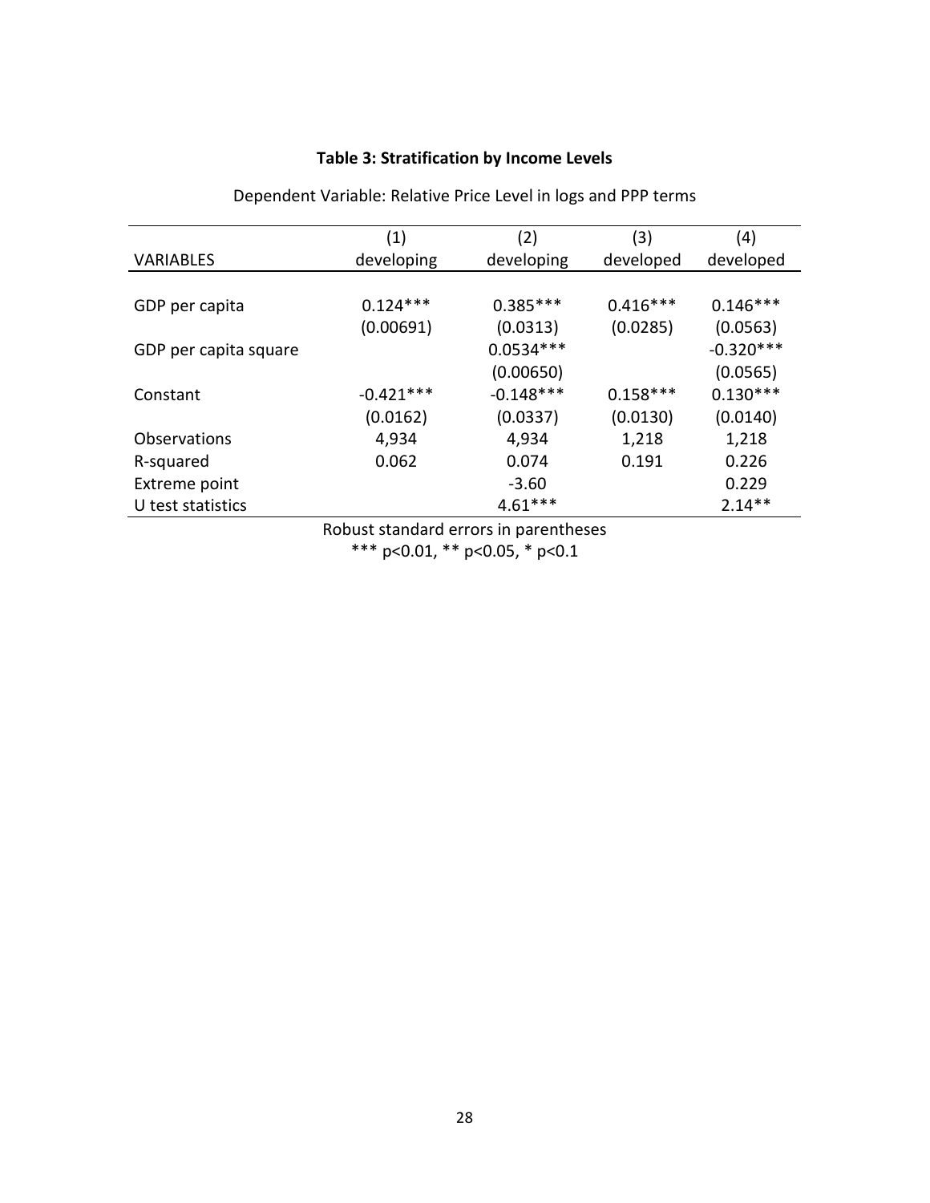**Table 3: Stratification by Income Levels**

Dependent Variable: Relative Price Level in logs and PPP terms

| | (1) | (2) | (3) | (4) |
|---|---|---|---|---|
| VARIABLES | developing | developing | developed | developed |
| | | | | |
| GDP per capita | 0.124*** | 0.385*** | 0.416*** | 0.146*** |
| | (0.00691) | (0.0313) | (0.0285) | (0.0563) |
| GDP per capita square | | 0.0534*** | | -0.320*** |
| | | (0.00650) | | (0.0565) |
| Constant | -0.421*** | -0.148*** | 0.158*** | 0.130*** |
| | (0.0162) | (0.0337) | (0.0130) | (0.0140) |
| Observations | 4,934 | 4,934 | 1,218 | 1,218 |
| R-squared | 0.062 | 0.074 | 0.191 | 0.226 |
| Extreme point | | -3.60 | | 0.229 |
| U test statistics | | 4.61*** | | 2.14** |

Robust standard errors in parentheses

*** p<0.01, ** p<0.05, * p<0.1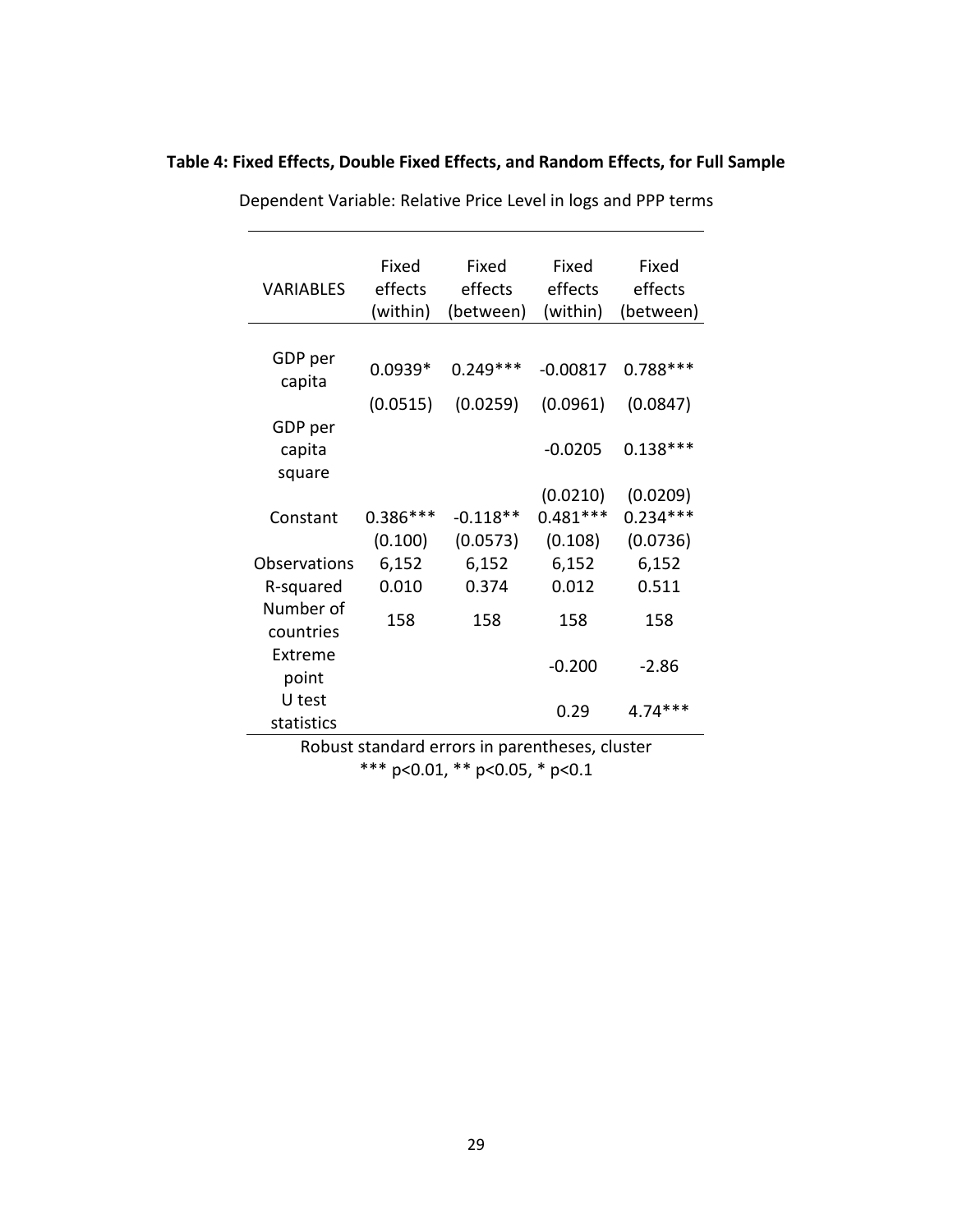**Table 4: Fixed Effects, Double Fixed Effects, and Random Effects, for Full Sample**

Dependent Variable: Relative Price Level in logs and PPP terms

| VARIABLES | Fixed effects (within) | Fixed effects (between) | Fixed effects (within) | Fixed effects (between) |
|---|---|---|---|---|
| GDP per capita | 0.0939* | 0.249*** | -0.00817 | 0.788*** |
| | (0.0515) | (0.0259) | (0.0961) | (0.0847) |
| GDP per capita square | | | -0.0205 | 0.138*** |
| | | | (0.0210) | (0.0209) |
| Constant | 0.386*** | -0.118** | 0.481*** | 0.234*** |
| | (0.100) | (0.0573) | (0.108) | (0.0736) |
| Observations | 6,152 | 6,152 | 6,152 | 6,152 |
| R-squared | 0.010 | 0.374 | 0.012 | 0.511 |
| Number of countries | 158 | 158 | 158 | 158 |
| Extreme point | | | -0.200 | -2.86 |
| U test statistics | | | 0.29 | 4.74*** |

Robust standard errors in parentheses, cluster
*** p<0.01, ** p<0.05, * p<0.1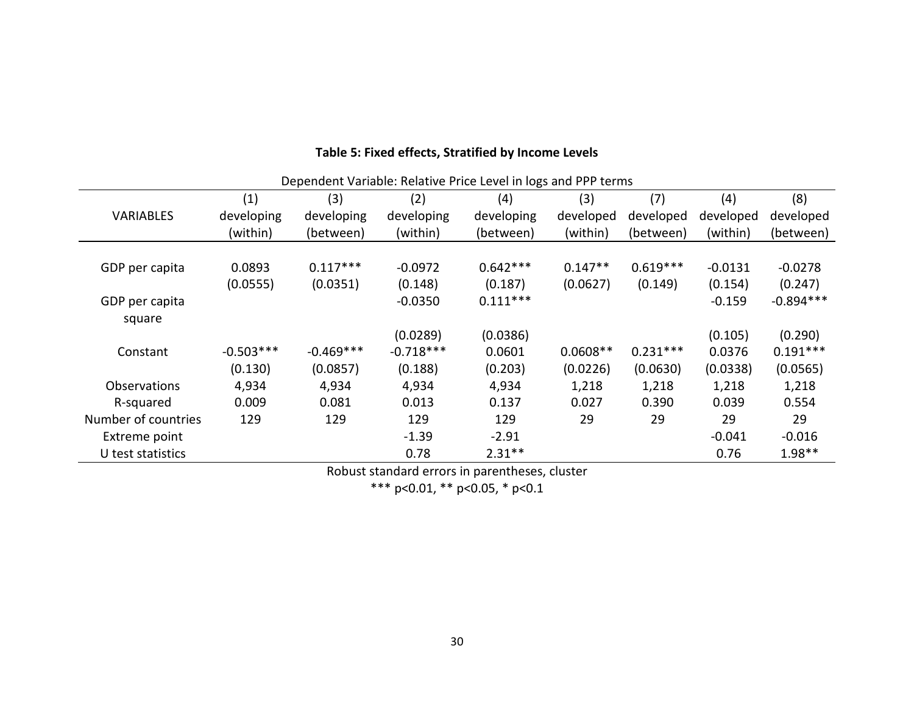**Table 5: Fixed effects, Stratified by Income Levels**

| Dependent Variable: Relative Price Level in logs and PPP terms | | | | | | | | |
|---|---|---|---|---|---|---|---|---|
| | (1) | (3) | (2) | (4) | (3) | (7) | (4) | (8) |
| VARIABLES | developing (within) | developing (between) | developing (within) | developing (between) | developed (within) | developed (between) | developed (within) | developed (between) |
| GDP per capita | 0.0893 | 0.117*** | -0.0972 | 0.642*** | 0.147** | 0.619*** | -0.0131 | -0.0278 |
| | (0.0555) | (0.0351) | (0.148) | (0.187) | (0.0627) | (0.149) | (0.154) | (0.247) |
| GDP per capita square | | | -0.0350 | 0.111*** | | | -0.159 | -0.894*** |
| | | | (0.0289) | (0.0386) | | | (0.105) | (0.290) |
| Constant | -0.503*** | -0.469*** | -0.718*** | 0.0601 | 0.0608** | 0.231*** | 0.0376 | 0.191*** |
| | (0.130) | (0.0857) | (0.188) | (0.203) | (0.0226) | (0.0630) | (0.0338) | (0.0565) |
| Observations | 4,934 | 4,934 | 4,934 | 4,934 | 1,218 | 1,218 | 1,218 | 1,218 |
| R-squared | 0.009 | 0.081 | 0.013 | 0.137 | 0.027 | 0.390 | 0.039 | 0.554 |
| Number of countries | 129 | 129 | 129 | 129 | 29 | 29 | 29 | 29 |
| Extreme point | | | -1.39 | -2.91 | | | -0.041 | -0.016 |
| U test statistics | | | 0.78 | 2.31** | | | 0.76 | 1.98** |

Robust standard errors in parentheses, cluster

*** p<0.01, ** p<0.05, * p<0.1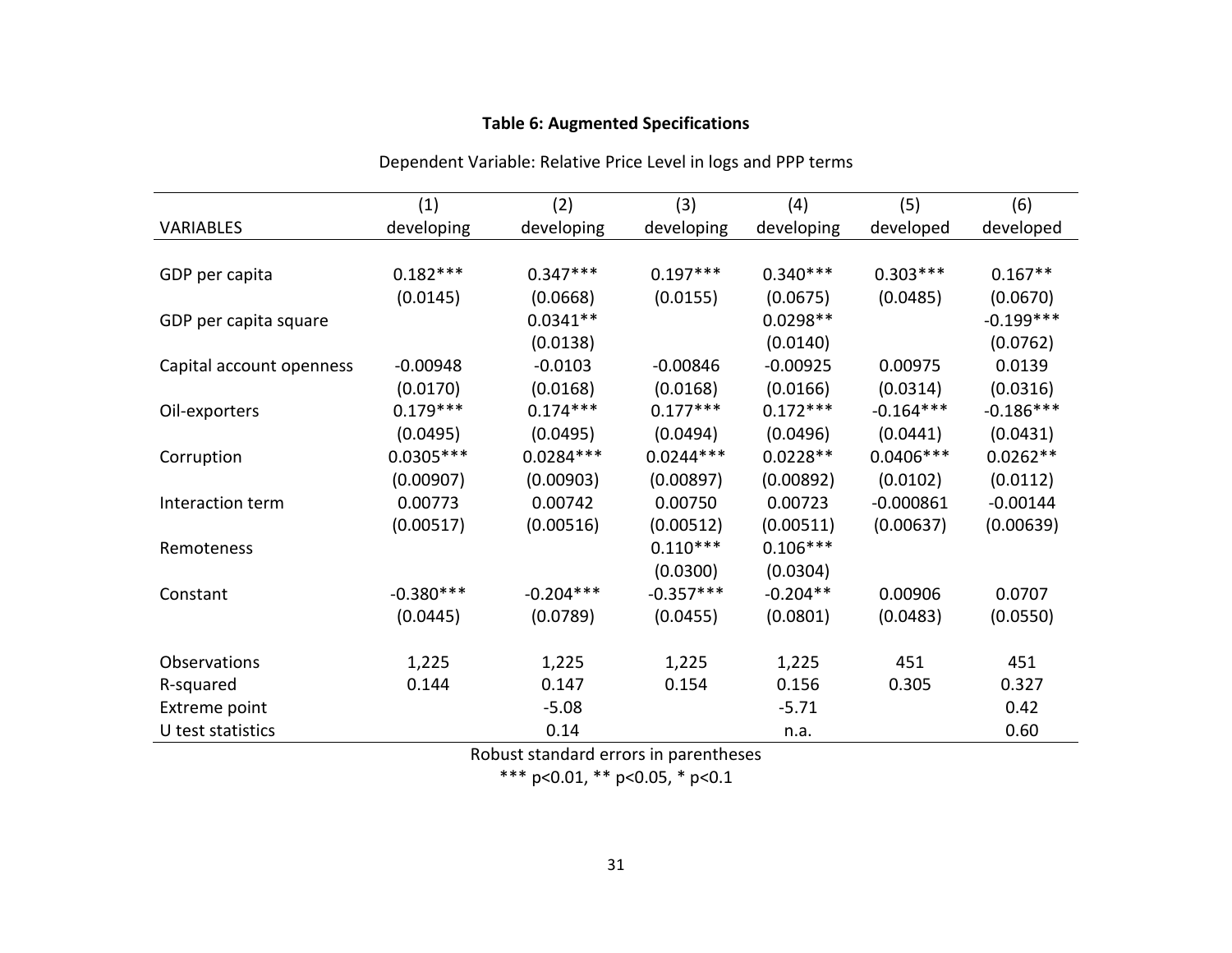**Table 6: Augmented Specifications**

Dependent Variable: Relative Price Level in logs and PPP terms

| VARIABLES | (1) developing | (2) developing | (3) developing | (4) developing | (5) developed | (6) developed |
|---|---|---|---|---|---|---|
| GDP per capita | 0.182*** | 0.347*** | 0.197*** | 0.340*** | 0.303*** | 0.167** |
| | (0.0145) | (0.0668) | (0.0155) | (0.0675) | (0.0485) | (0.0670) |
| GDP per capita square | | 0.0341** | | 0.0298** | | -0.199*** |
| | | (0.0138) | | (0.0140) | | (0.0762) |
| Capital account openness | -0.00948 | -0.0103 | -0.00846 | -0.00925 | 0.00975 | 0.0139 |
| | (0.0170) | (0.0168) | (0.0168) | (0.0166) | (0.0314) | (0.0316) |
| Oil-exporters | 0.179*** | 0.174*** | 0.177*** | 0.172*** | -0.164*** | -0.186*** |
| | (0.0495) | (0.0495) | (0.0494) | (0.0496) | (0.0441) | (0.0431) |
| Corruption | 0.0305*** | 0.0284*** | 0.0244*** | 0.0228** | 0.0406*** | 0.0262** |
| | (0.00907) | (0.00903) | (0.00897) | (0.00892) | (0.0102) | (0.0112) |
| Interaction term | 0.00773 | 0.00742 | 0.00750 | 0.00723 | -0.000861 | -0.00144 |
| | (0.00517) | (0.00516) | (0.00512) | (0.00511) | (0.00637) | (0.00639) |
| Remoteness | | | 0.110*** | 0.106*** | | |
| | | | (0.0300) | (0.0304) | | |
| Constant | -0.380*** | -0.204*** | -0.357*** | -0.204** | 0.00906 | 0.0707 |
| | (0.0445) | (0.0789) | (0.0455) | (0.0801) | (0.0483) | (0.0550) |
| Observations | 1,225 | 1,225 | 1,225 | 1,225 | 451 | 451 |
| R-squared | 0.144 | 0.147 | 0.154 | 0.156 | 0.305 | 0.327 |
| Extreme point | | -5.08 | | -5.71 | | 0.42 |
| U test statistics | | 0.14 | | n.a. | | 0.60 |

Robust standard errors in parentheses

*** p<0.01, ** p<0.05, * p<0.1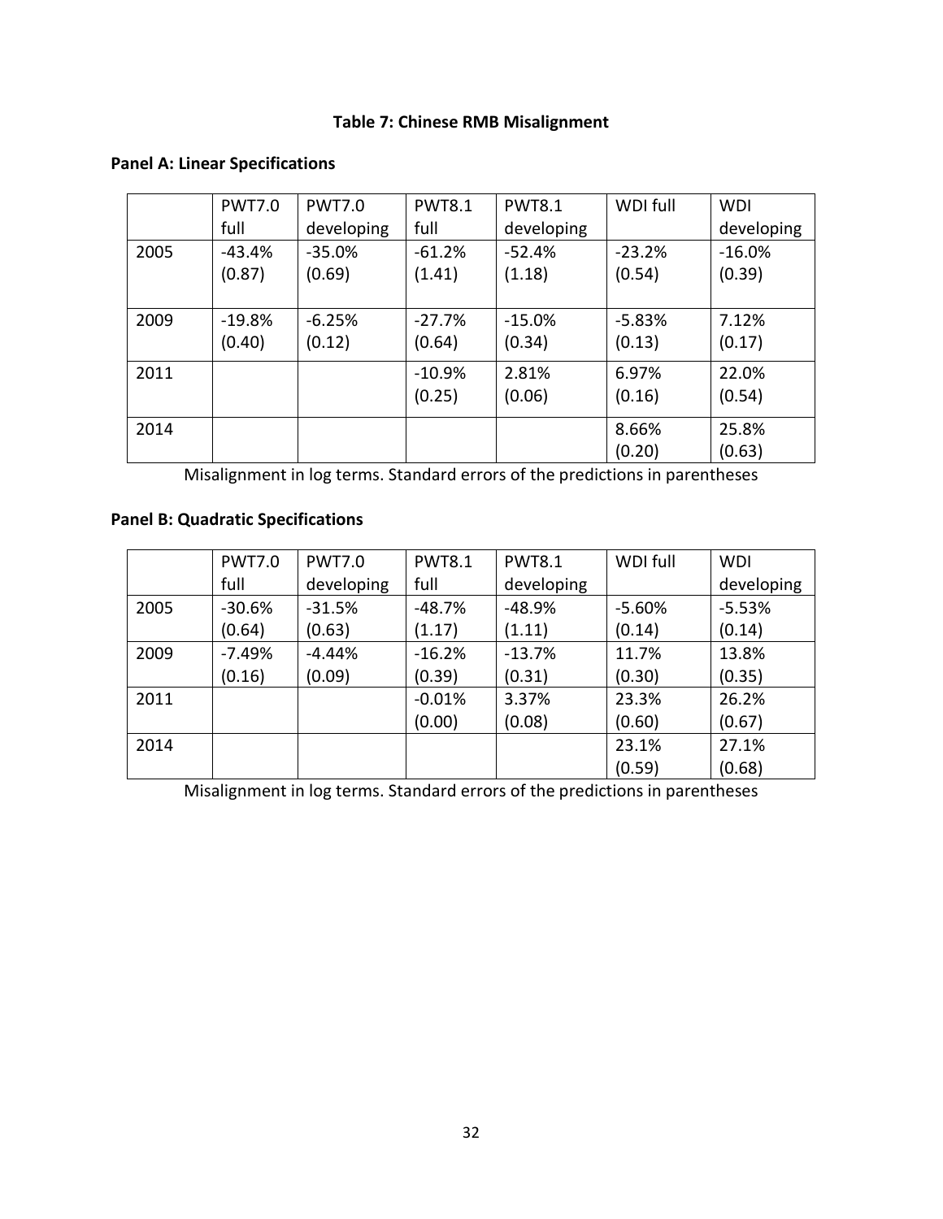### Table 7: Chinese RMB Misalignment

**Panel A: Linear Specifications**

| | PWT7.0 full | PWT7.0 developing | PWT8.1 full | PWT8.1 developing | WDI full | WDI developing |
|---|---|---|---|---|---|---|
| 2005 | -43.4% (0.87) | -35.0% (0.69) | -61.2% (1.41) | -52.4% (1.18) | -23.2% (0.54) | -16.0% (0.39) |
| 2009 | -19.8% (0.40) | -6.25% (0.12) | -27.7% (0.64) | -15.0% (0.34) | -5.83% (0.13) | 7.12% (0.17) |
| 2011 | | | -10.9% (0.25) | 2.81% (0.06) | 6.97% (0.16) | 22.0% (0.54) |
| 2014 | | | | | 8.66% (0.20) | 25.8% (0.63) |

Misalignment in log terms. Standard errors of the predictions in parentheses

**Panel B: Quadratic Specifications**

| | PWT7.0 full | PWT7.0 developing | PWT8.1 full | PWT8.1 developing | WDI full | WDI developing |
|---|---|---|---|---|---|---|
| 2005 | -30.6% (0.64) | -31.5% (0.63) | -48.7% (1.17) | -48.9% (1.11) | -5.60% (0.14) | -5.53% (0.14) |
| 2009 | -7.49% (0.16) | -4.44% (0.09) | -16.2% (0.39) | -13.7% (0.31) | 11.7% (0.30) | 13.8% (0.35) |
| 2011 | | | -0.01% (0.00) | 3.37% (0.08) | 23.3% (0.60) | 26.2% (0.67) |
| 2014 | | | | | 23.1% (0.59) | 27.1% (0.68) |

Misalignment in log terms. Standard errors of the predictions in parentheses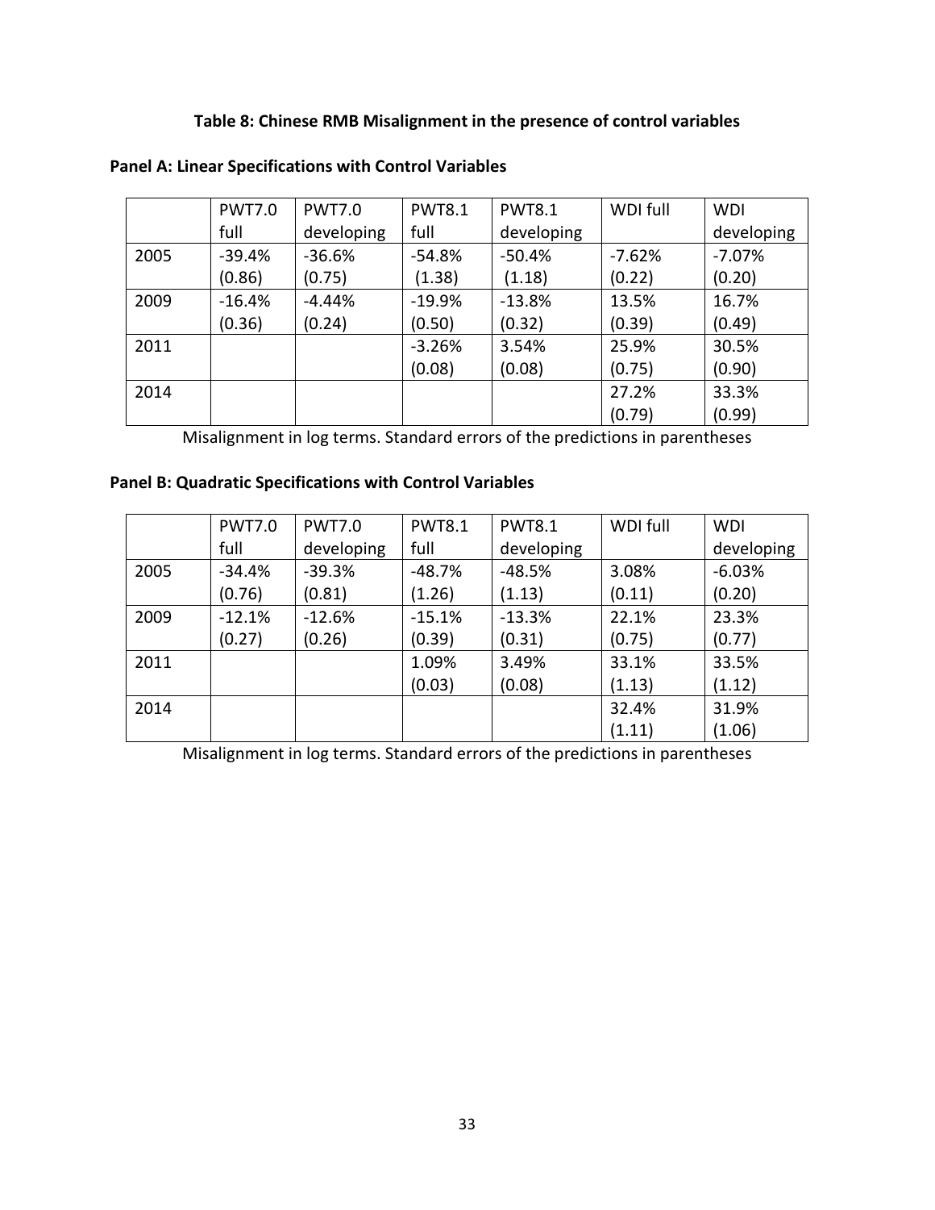**Table 8: Chinese RMB Misalignment in the presence of control variables**

**Panel A: Linear Specifications with Control Variables**

| | PWT7.0 full | PWT7.0 developing | PWT8.1 full | PWT8.1 developing | WDI full | WDI developing |
|---|---|---|---|---|---|---|
| 2005 | -39.4% (0.86) | -36.6% (0.75) | -54.8% (1.38) | -50.4% (1.18) | -7.62% (0.22) | -7.07% (0.20) |
| 2009 | -16.4% (0.36) | -4.44% (0.24) | -19.9% (0.50) | -13.8% (0.32) | 13.5% (0.39) | 16.7% (0.49) |
| 2011 | | | -3.26% (0.08) | 3.54% (0.08) | 25.9% (0.75) | 30.5% (0.90) |
| 2014 | | | | | 27.2% (0.79) | 33.3% (0.99) |

Misalignment in log terms. Standard errors of the predictions in parentheses

**Panel B: Quadratic Specifications with Control Variables**

| | PWT7.0 full | PWT7.0 developing | PWT8.1 full | PWT8.1 developing | WDI full | WDI developing |
|---|---|---|---|---|---|---|
| 2005 | -34.4% (0.76) | -39.3% (0.81) | -48.7% (1.26) | -48.5% (1.13) | 3.08% (0.11) | -6.03% (0.20) |
| 2009 | -12.1% (0.27) | -12.6% (0.26) | -15.1% (0.39) | -13.3% (0.31) | 22.1% (0.75) | 23.3% (0.77) |
| 2011 | | | 1.09% (0.03) | 3.49% (0.08) | 33.1% (1.13) | 33.5% (1.12) |
| 2014 | | | | | 32.4% (1.11) | 31.9% (1.06) |

Misalignment in log terms. Standard errors of the predictions in parentheses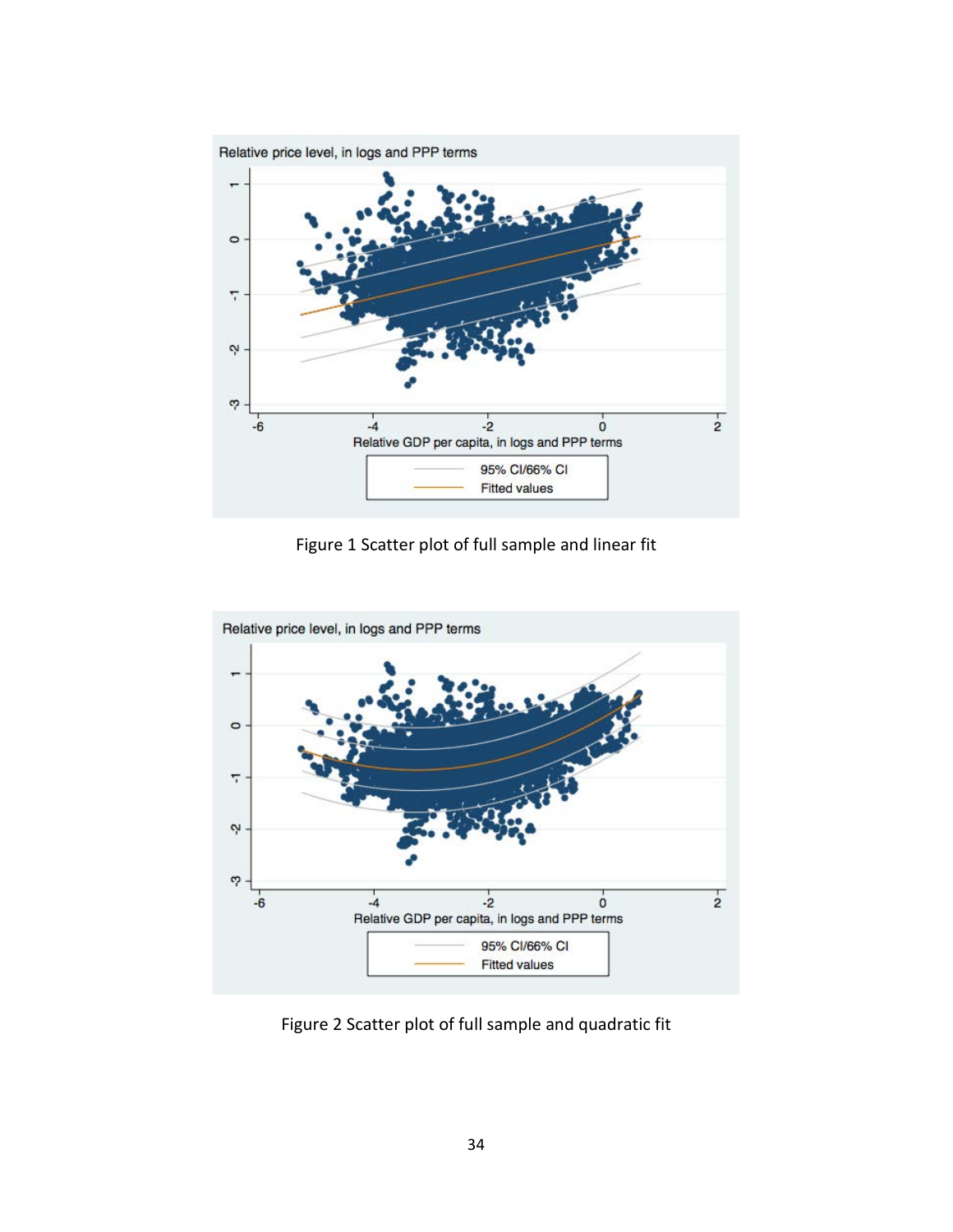Figure 1 Scatter plot of full sample and linear fit

Figure 2 Scatter plot of full sample and quadratic fit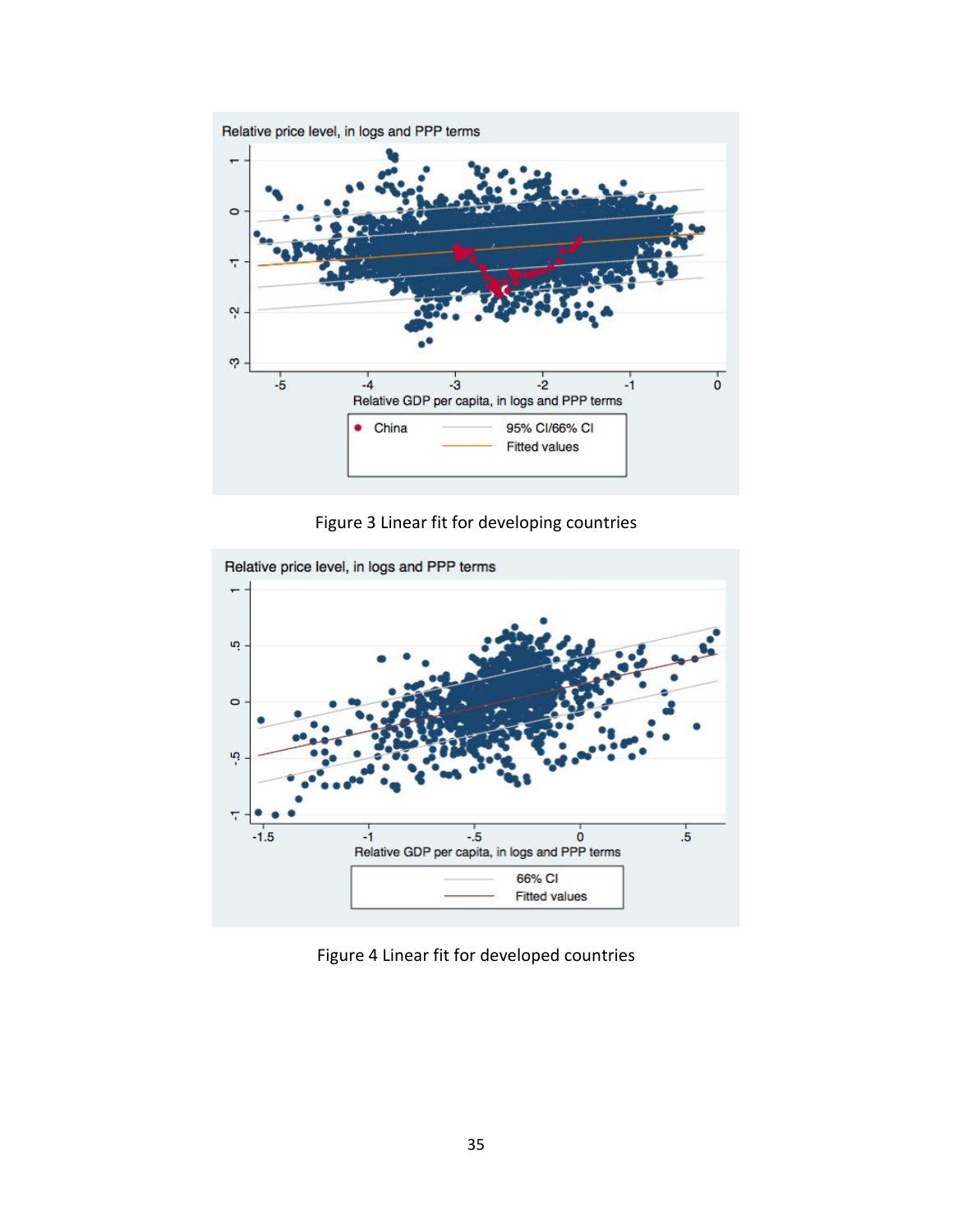Figure 3 Linear fit for developing countries

Figure 4 Linear fit for developed countries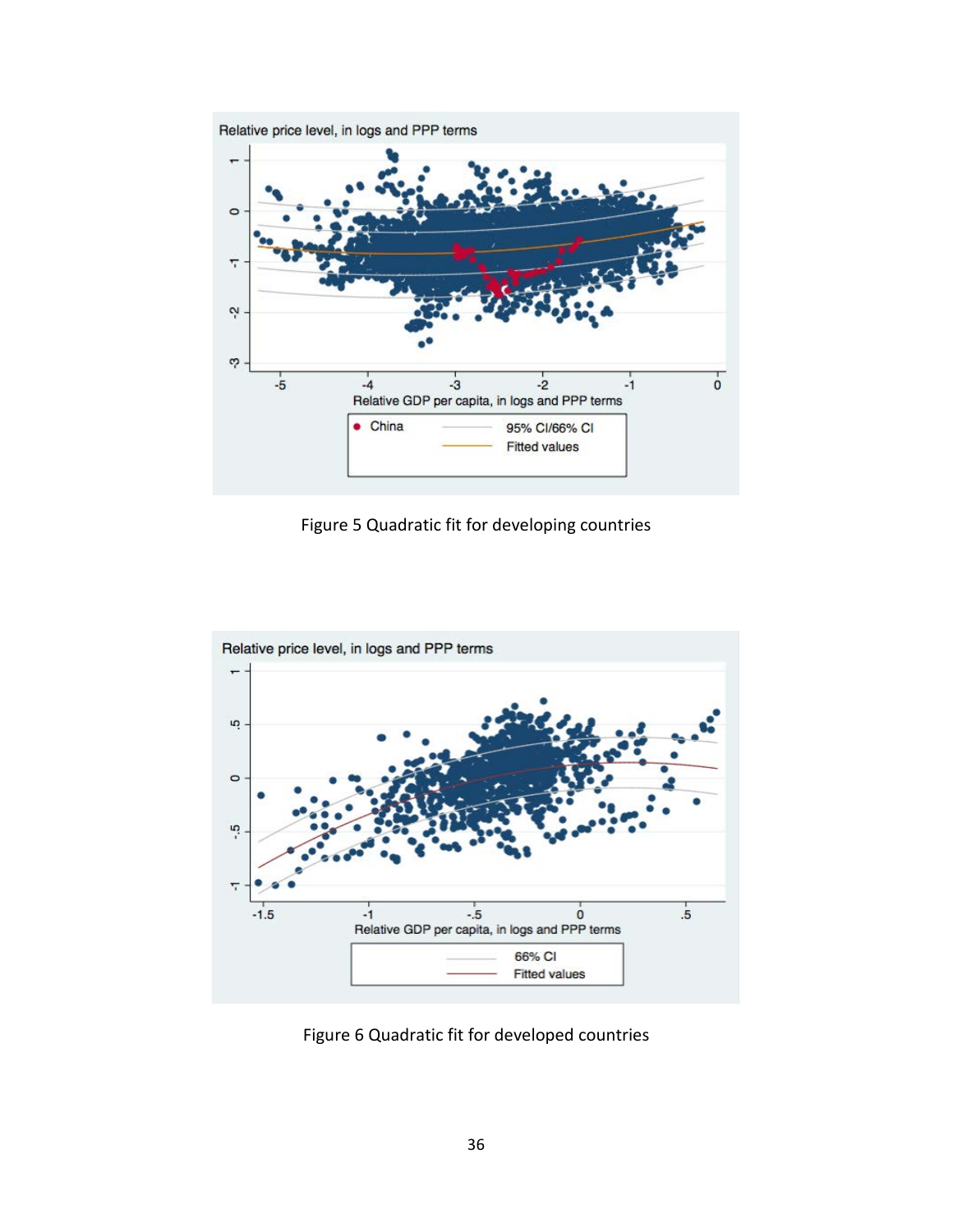Relative price level, in logs and PPP terms

1
0
-1
-2
-3

-5
-4
-3
-2
-1
0

Relative GDP per capita, in logs and PPP terms

China

95% CI/66% CI

Fitted values

Figure 5 Quadratic fit for developing countries

Relative price level, in logs and PPP terms

1
.5
0
-.5
-1

-1.5
-1
-.5
0
.5

Relative GDP per capita, in logs and PPP terms

66% CI

Fitted values

Figure 6 Quadratic fit for developed countries